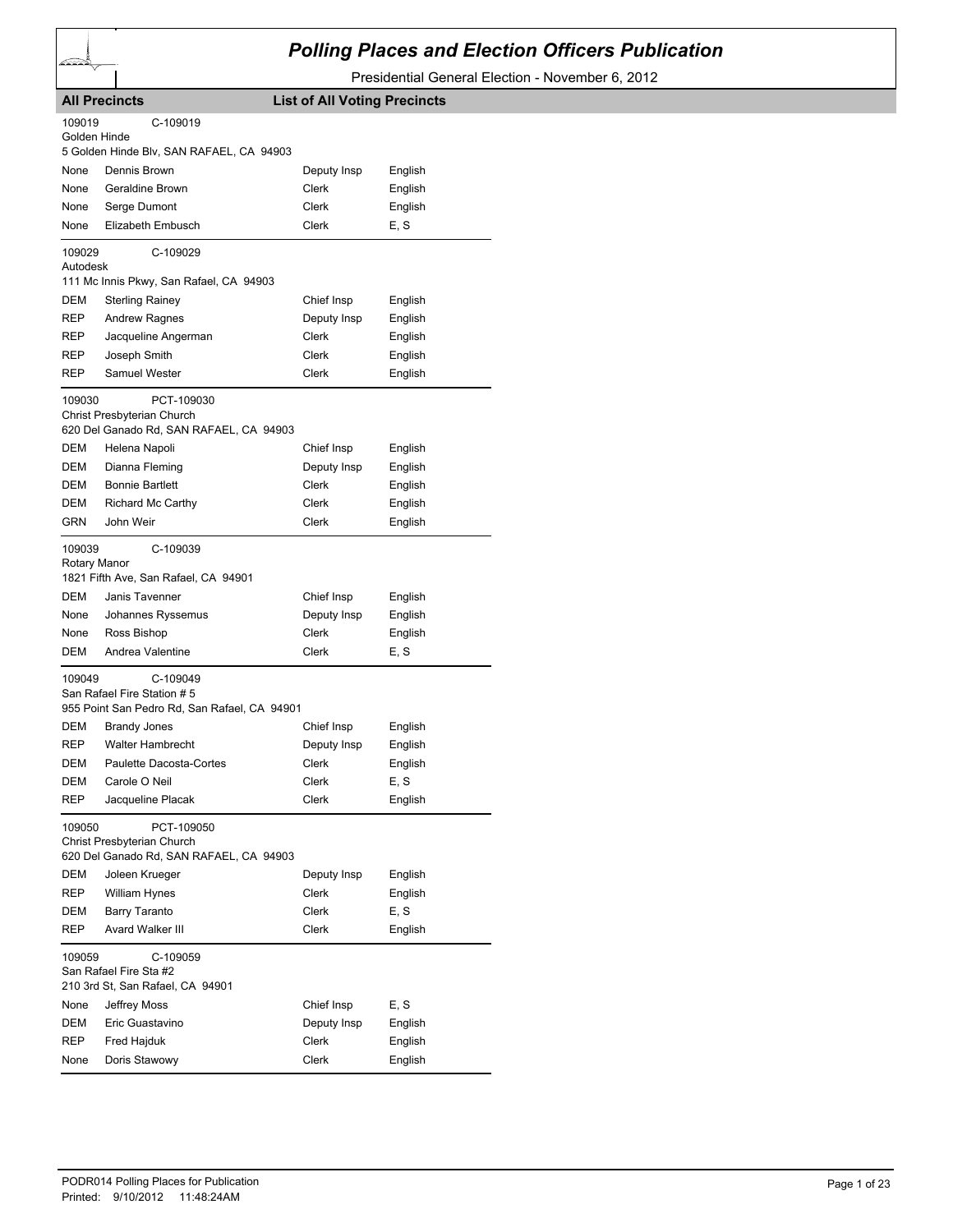# Polling Places and Election Officers Publication

Presidential General Election - November 6, 2012

**All Precincts** | **List of All Voting Precincts**

109019 C-109019
Golden Hinde
5 Golden Hinde Blv, SAN RAFAEL, CA 94903

| | | | |
|---|---|---|---|
| None | Dennis Brown | Deputy Insp | English |
| None | Geraldine Brown | Clerk | English |
| None | Serge Dumont | Clerk | English |
| None | Elizabeth Embusch | Clerk | E, S |

109029 C-109029
Autodesk
111 Mc Innis Pkwy, San Rafael, CA 94903

| | | | |
|---|---|---|---|
| DEM | Sterling Rainey | Chief Insp | English |
| REP | Andrew Ragnes | Deputy Insp | English |
| REP | Jacqueline Angerman | Clerk | English |
| REP | Joseph Smith | Clerk | English |
| REP | Samuel Wester | Clerk | English |

109030 PCT-109030
Christ Presbyterian Church
620 Del Ganado Rd, SAN RAFAEL, CA 94903

| | | | |
|---|---|---|---|
| DEM | Helena Napoli | Chief Insp | English |
| DEM | Dianna Fleming | Deputy Insp | English |
| DEM | Bonnie Bartlett | Clerk | English |
| DEM | Richard Mc Carthy | Clerk | English |
| GRN | John Weir | Clerk | English |

109039 C-109039
Rotary Manor
1821 Fifth Ave, San Rafael, CA 94901

| | | | |
|---|---|---|---|
| DEM | Janis Tavenner | Chief Insp | English |
| None | Johannes Ryssemus | Deputy Insp | English |
| None | Ross Bishop | Clerk | English |
| DEM | Andrea Valentine | Clerk | E, S |

109049 C-109049
San Rafael Fire Station # 5
955 Point San Pedro Rd, San Rafael, CA 94901

| | | | |
|---|---|---|---|
| DEM | Brandy Jones | Chief Insp | English |
| REP | Walter Hambrecht | Deputy Insp | English |
| DEM | Paulette Dacosta-Cortes | Clerk | English |
| DEM | Carole O Neil | Clerk | E, S |
| REP | Jacqueline Placak | Clerk | English |

109050 PCT-109050
Christ Presbyterian Church
620 Del Ganado Rd, SAN RAFAEL, CA 94903

| | | | |
|---|---|---|---|
| DEM | Joleen Krueger | Deputy Insp | English |
| REP | William Hynes | Clerk | English |
| DEM | Barry Taranto | Clerk | E, S |
| REP | Avard Walker III | Clerk | English |

109059 C-109059
San Rafael Fire Sta #2
210 3rd St, San Rafael, CA 94901

| | | | |
|---|---|---|---|
| None | Jeffrey Moss | Chief Insp | E, S |
| DEM | Eric Guastavino | Deputy Insp | English |
| REP | Fred Hajduk | Clerk | English |
| None | Doris Stawowy | Clerk | English |

PODR014 Polling Places for Publication
Printed: 9/10/2012 11:48:24AM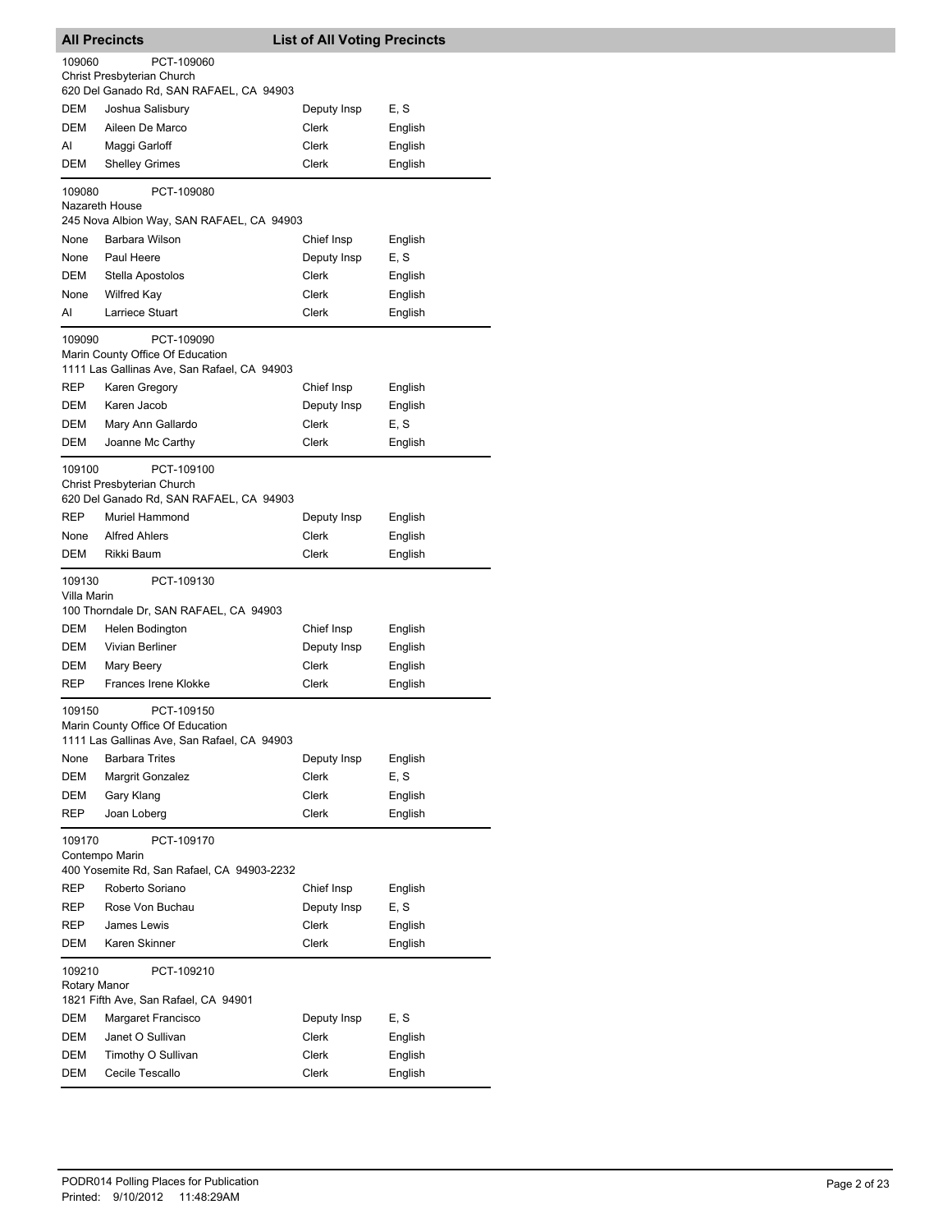## All Precincts — List of All Voting Precincts

**109060** PCT-109060
Christ Presbyterian Church
620 Del Ganado Rd, SAN RAFAEL, CA 94903

| | | | |
|---|---|---|---|
| DEM | Joshua Salisbury | Deputy Insp | E, S |
| DEM | Aileen De Marco | Clerk | English |
| AI | Maggi Garloff | Clerk | English |
| DEM | Shelley Grimes | Clerk | English |

**109080** PCT-109080
Nazareth House
245 Nova Albion Way, SAN RAFAEL, CA 94903

| | | | |
|---|---|---|---|
| None | Barbara Wilson | Chief Insp | English |
| None | Paul Heere | Deputy Insp | E, S |
| DEM | Stella Apostolos | Clerk | English |
| None | Wilfred Kay | Clerk | English |
| AI | Larriece Stuart | Clerk | English |

**109090** PCT-109090
Marin County Office Of Education
1111 Las Gallinas Ave, San Rafael, CA 94903

| | | | |
|---|---|---|---|
| REP | Karen Gregory | Chief Insp | English |
| DEM | Karen Jacob | Deputy Insp | English |
| DEM | Mary Ann Gallardo | Clerk | E, S |
| DEM | Joanne Mc Carthy | Clerk | English |

**109100** PCT-109100
Christ Presbyterian Church
620 Del Ganado Rd, SAN RAFAEL, CA 94903

| | | | |
|---|---|---|---|
| REP | Muriel Hammond | Deputy Insp | English |
| None | Alfred Ahlers | Clerk | English |
| DEM | Rikki Baum | Clerk | English |

**109130** PCT-109130
Villa Marin
100 Thorndale Dr, SAN RAFAEL, CA 94903

| | | | |
|---|---|---|---|
| DEM | Helen Bodington | Chief Insp | English |
| DEM | Vivian Berliner | Deputy Insp | English |
| DEM | Mary Beery | Clerk | English |
| REP | Frances Irene Klokke | Clerk | English |

**109150** PCT-109150
Marin County Office Of Education
1111 Las Gallinas Ave, San Rafael, CA 94903

| | | | |
|---|---|---|---|
| None | Barbara Trites | Deputy Insp | English |
| DEM | Margrit Gonzalez | Clerk | E, S |
| DEM | Gary Klang | Clerk | English |
| REP | Joan Loberg | Clerk | English |

**109170** PCT-109170
Contempo Marin
400 Yosemite Rd, San Rafael, CA 94903-2232

| | | | |
|---|---|---|---|
| REP | Roberto Soriano | Chief Insp | English |
| REP | Rose Von Buchau | Deputy Insp | E, S |
| REP | James Lewis | Clerk | English |
| DEM | Karen Skinner | Clerk | English |

**109210** PCT-109210
Rotary Manor
1821 Fifth Ave, San Rafael, CA 94901

| | | | |
|---|---|---|---|
| DEM | Margaret Francisco | Deputy Insp | E, S |
| DEM | Janet O Sullivan | Clerk | English |
| DEM | Timothy O Sullivan | Clerk | English |
| DEM | Cecile Tescallo | Clerk | English |

PODR014 Polling Places for Publication
Printed: 9/10/2012 11:48:29AM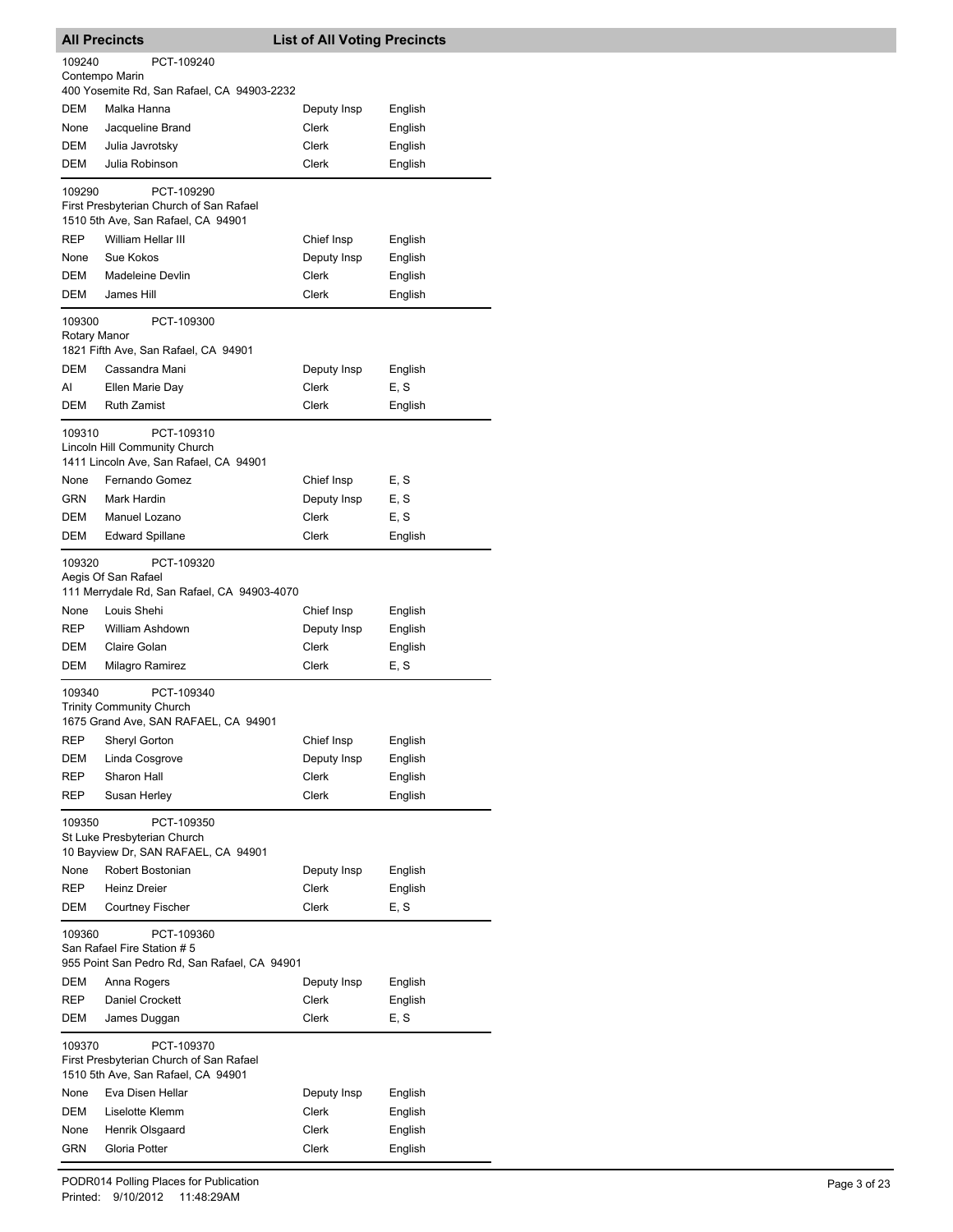## All Precincts — List of All Voting Precincts

**109240** PCT-109240
Contempo Marin
400 Yosemite Rd, San Rafael, CA 94903-2232

| Party | Name | Position | Language |
|---|---|---|---|
| DEM | Malka Hanna | Deputy Insp | English |
| None | Jacqueline Brand | Clerk | English |
| DEM | Julia Javrotsky | Clerk | English |
| DEM | Julia Robinson | Clerk | English |

**109290** PCT-109290
First Presbyterian Church of San Rafael
1510 5th Ave, San Rafael, CA 94901

| Party | Name | Position | Language |
|---|---|---|---|
| REP | William Hellar III | Chief Insp | English |
| None | Sue Kokos | Deputy Insp | English |
| DEM | Madeleine Devlin | Clerk | English |
| DEM | James Hill | Clerk | English |

**109300** PCT-109300
Rotary Manor
1821 Fifth Ave, San Rafael, CA 94901

| Party | Name | Position | Language |
|---|---|---|---|
| DEM | Cassandra Mani | Deputy Insp | English |
| AI | Ellen Marie Day | Clerk | E, S |
| DEM | Ruth Zamist | Clerk | English |

**109310** PCT-109310
Lincoln Hill Community Church
1411 Lincoln Ave, San Rafael, CA 94901

| Party | Name | Position | Language |
|---|---|---|---|
| None | Fernando Gomez | Chief Insp | E, S |
| GRN | Mark Hardin | Deputy Insp | E, S |
| DEM | Manuel Lozano | Clerk | E, S |
| DEM | Edward Spillane | Clerk | English |

**109320** PCT-109320
Aegis Of San Rafael
111 Merrydale Rd, San Rafael, CA 94903-4070

| Party | Name | Position | Language |
|---|---|---|---|
| None | Louis Shehi | Chief Insp | English |
| REP | William Ashdown | Deputy Insp | English |
| DEM | Claire Golan | Clerk | English |
| DEM | Milagro Ramirez | Clerk | E, S |

**109340** PCT-109340
Trinity Community Church
1675 Grand Ave, SAN RAFAEL, CA 94901

| Party | Name | Position | Language |
|---|---|---|---|
| REP | Sheryl Gorton | Chief Insp | English |
| DEM | Linda Cosgrove | Deputy Insp | English |
| REP | Sharon Hall | Clerk | English |
| REP | Susan Herley | Clerk | English |

**109350** PCT-109350
St Luke Presbyterian Church
10 Bayview Dr, SAN RAFAEL, CA 94901

| Party | Name | Position | Language |
|---|---|---|---|
| None | Robert Bostonian | Deputy Insp | English |
| REP | Heinz Dreier | Clerk | English |
| DEM | Courtney Fischer | Clerk | E, S |

**109360** PCT-109360
San Rafael Fire Station # 5
955 Point San Pedro Rd, San Rafael, CA 94901

| Party | Name | Position | Language |
|---|---|---|---|
| DEM | Anna Rogers | Deputy Insp | English |
| REP | Daniel Crockett | Clerk | English |
| DEM | James Duggan | Clerk | E, S |

**109370** PCT-109370
First Presbyterian Church of San Rafael
1510 5th Ave, San Rafael, CA 94901

| Party | Name | Position | Language |
|---|---|---|---|
| None | Eva Disen Hellar | Deputy Insp | English |
| DEM | Liselotte Klemm | Clerk | English |
| None | Henrik Olsgaard | Clerk | English |
| GRN | Gloria Potter | Clerk | English |

PODR014 Polling Places for Publication
Printed: 9/10/2012 11:48:29AM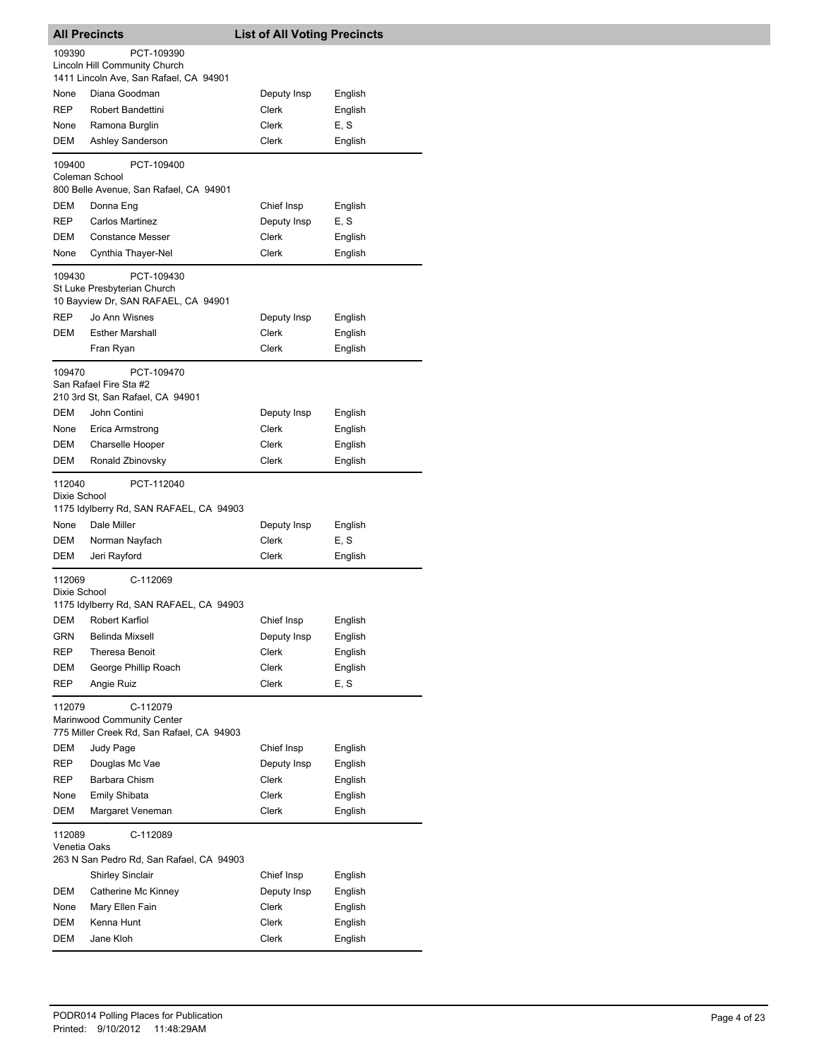## All Precincts — List of All Voting Precincts

**109390** PCT-109390
Lincoln Hill Community Church
1411 Lincoln Ave, San Rafael, CA 94901

| | | | |
|---|---|---|---|
| None | Diana Goodman | Deputy Insp | English |
| REP | Robert Bandettini | Clerk | English |
| None | Ramona Burglin | Clerk | E, S |
| DEM | Ashley Sanderson | Clerk | English |

**109400** PCT-109400
Coleman School
800 Belle Avenue, San Rafael, CA 94901

| | | | |
|---|---|---|---|
| DEM | Donna Eng | Chief Insp | English |
| REP | Carlos Martinez | Deputy Insp | E, S |
| DEM | Constance Messer | Clerk | English |
| None | Cynthia Thayer-Nel | Clerk | English |

**109430** PCT-109430
St Luke Presbyterian Church
10 Bayview Dr, SAN RAFAEL, CA 94901

| | | | |
|---|---|---|---|
| REP | Jo Ann Wisnes | Deputy Insp | English |
| DEM | Esther Marshall | Clerk | English |
| | Fran Ryan | Clerk | English |

**109470** PCT-109470
San Rafael Fire Sta #2
210 3rd St, San Rafael, CA 94901

| | | | |
|---|---|---|---|
| DEM | John Contini | Deputy Insp | English |
| None | Erica Armstrong | Clerk | English |
| DEM | Charselle Hooper | Clerk | English |
| DEM | Ronald Zbinovsky | Clerk | English |

**112040** PCT-112040
Dixie School
1175 Idylberry Rd, SAN RAFAEL, CA 94903

| | | | |
|---|---|---|---|
| None | Dale Miller | Deputy Insp | English |
| DEM | Norman Nayfach | Clerk | E, S |
| DEM | Jeri Rayford | Clerk | English |

**112069** C-112069
Dixie School
1175 Idylberry Rd, SAN RAFAEL, CA 94903

| | | | |
|---|---|---|---|
| DEM | Robert Karfiol | Chief Insp | English |
| GRN | Belinda Mixsell | Deputy Insp | English |
| REP | Theresa Benoit | Clerk | English |
| DEM | George Phillip Roach | Clerk | English |
| REP | Angie Ruiz | Clerk | E, S |

**112079** C-112079
Marinwood Community Center
775 Miller Creek Rd, San Rafael, CA 94903

| | | | |
|---|---|---|---|
| DEM | Judy Page | Chief Insp | English |
| REP | Douglas Mc Vae | Deputy Insp | English |
| REP | Barbara Chism | Clerk | English |
| None | Emily Shibata | Clerk | English |
| DEM | Margaret Veneman | Clerk | English |

**112089** C-112089
Venetia Oaks
263 N San Pedro Rd, San Rafael, CA 94903

| | | | |
|---|---|---|---|
| | Shirley Sinclair | Chief Insp | English |
| DEM | Catherine Mc Kinney | Deputy Insp | English |
| None | Mary Ellen Fain | Clerk | English |
| DEM | Kenna Hunt | Clerk | English |
| DEM | Jane Kloh | Clerk | English |

PODR014 Polling Places for Publication
Printed: 9/10/2012 11:48:29AM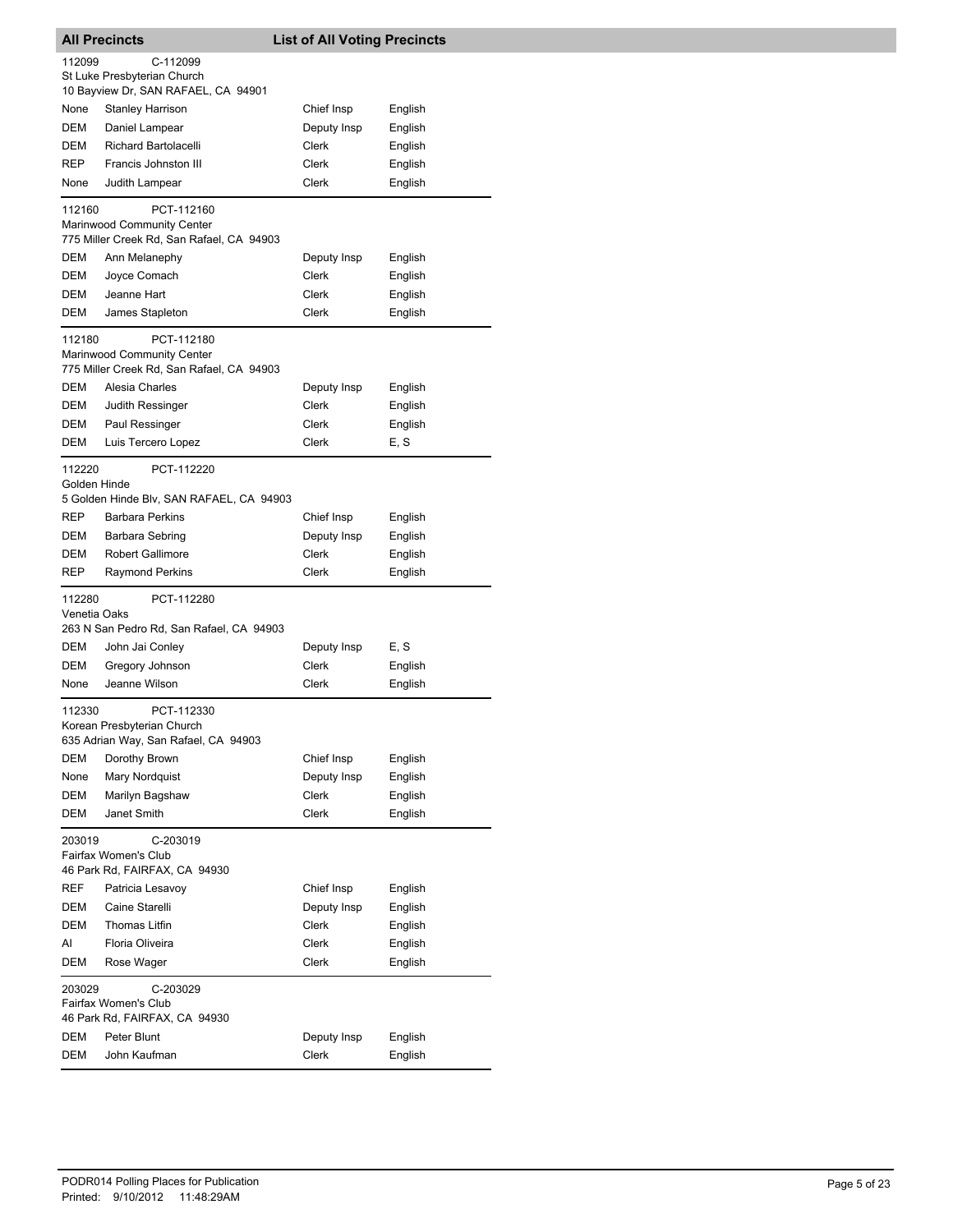## All Precincts — List of All Voting Precincts

**112099** C-112099
St Luke Presbyterian Church
10 Bayview Dr, SAN RAFAEL, CA 94901

| Party | Name | Position | Language |
|---|---|---|---|
| None | Stanley Harrison | Chief Insp | English |
| DEM | Daniel Lampear | Deputy Insp | English |
| DEM | Richard Bartolacelli | Clerk | English |
| REP | Francis Johnston III | Clerk | English |
| None | Judith Lampear | Clerk | English |

**112160** PCT-112160
Marinwood Community Center
775 Miller Creek Rd, San Rafael, CA 94903

| Party | Name | Position | Language |
|---|---|---|---|
| DEM | Ann Melanephy | Deputy Insp | English |
| DEM | Joyce Comach | Clerk | English |
| DEM | Jeanne Hart | Clerk | English |
| DEM | James Stapleton | Clerk | English |

**112180** PCT-112180
Marinwood Community Center
775 Miller Creek Rd, San Rafael, CA 94903

| Party | Name | Position | Language |
|---|---|---|---|
| DEM | Alesia Charles | Deputy Insp | English |
| DEM | Judith Ressinger | Clerk | English |
| DEM | Paul Ressinger | Clerk | English |
| DEM | Luis Tercero Lopez | Clerk | E, S |

**112220** PCT-112220
Golden Hinde
5 Golden Hinde Blv, SAN RAFAEL, CA 94903

| Party | Name | Position | Language |
|---|---|---|---|
| REP | Barbara Perkins | Chief Insp | English |
| DEM | Barbara Sebring | Deputy Insp | English |
| DEM | Robert Gallimore | Clerk | English |
| REP | Raymond Perkins | Clerk | English |

**112280** PCT-112280
Venetia Oaks
263 N San Pedro Rd, San Rafael, CA 94903

| Party | Name | Position | Language |
|---|---|---|---|
| DEM | John Jai Conley | Deputy Insp | E, S |
| DEM | Gregory Johnson | Clerk | English |
| None | Jeanne Wilson | Clerk | English |

**112330** PCT-112330
Korean Presbyterian Church
635 Adrian Way, San Rafael, CA 94903

| Party | Name | Position | Language |
|---|---|---|---|
| DEM | Dorothy Brown | Chief Insp | English |
| None | Mary Nordquist | Deputy Insp | English |
| DEM | Marilyn Bagshaw | Clerk | English |
| DEM | Janet Smith | Clerk | English |

**203019** C-203019
Fairfax Women's Club
46 Park Rd, FAIRFAX, CA 94930

| Party | Name | Position | Language |
|---|---|---|---|
| REF | Patricia Lesavoy | Chief Insp | English |
| DEM | Caine Starelli | Deputy Insp | English |
| DEM | Thomas Litfin | Clerk | English |
| AI | Floria Oliveira | Clerk | English |
| DEM | Rose Wager | Clerk | English |

**203029** C-203029
Fairfax Women's Club
46 Park Rd, FAIRFAX, CA 94930

| Party | Name | Position | Language |
|---|---|---|---|
| DEM | Peter Blunt | Deputy Insp | English |
| DEM | John Kaufman | Clerk | English |

PODR014 Polling Places for Publication
Printed: 9/10/2012 11:48:29AM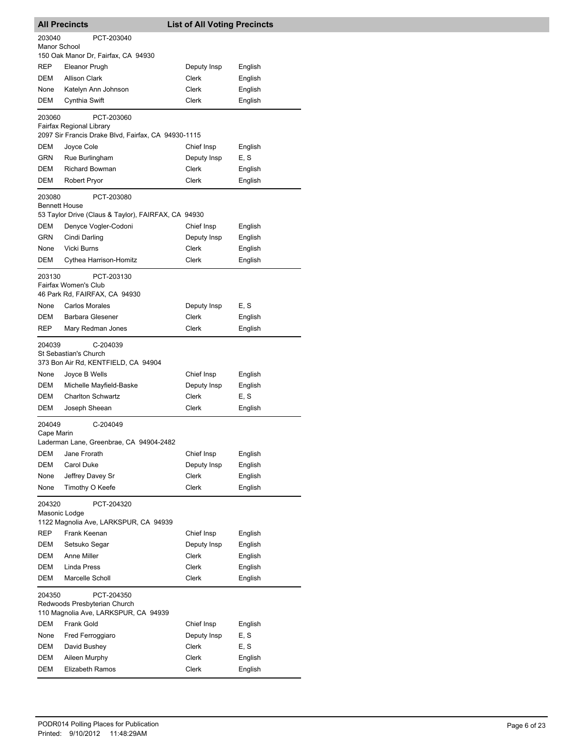| All Precincts | List of All Voting Precincts |
|---|---|

**203040** PCT-203040
Manor School
150 Oak Manor Dr, Fairfax, CA 94930

| | | | |
|---|---|---|---|
| REP | Eleanor Prugh | Deputy Insp | English |
| DEM | Allison Clark | Clerk | English |
| None | Katelyn Ann Johnson | Clerk | English |
| DEM | Cynthia Swift | Clerk | English |

**203060** PCT-203060
Fairfax Regional Library
2097 Sir Francis Drake Blvd, Fairfax, CA 94930-1115

| | | | |
|---|---|---|---|
| DEM | Joyce Cole | Chief Insp | English |
| GRN | Rue Burlingham | Deputy Insp | E, S |
| DEM | Richard Bowman | Clerk | English |
| DEM | Robert Pryor | Clerk | English |

**203080** PCT-203080
Bennett House
53 Taylor Drive (Claus & Taylor), FAIRFAX, CA 94930

| | | | |
|---|---|---|---|
| DEM | Denyce Vogler-Codoni | Chief Insp | English |
| GRN | Cindi Darling | Deputy Insp | English |
| None | Vicki Burns | Clerk | English |
| DEM | Cythea Harrison-Homitz | Clerk | English |

**203130** PCT-203130
Fairfax Women's Club
46 Park Rd, FAIRFAX, CA 94930

| | | | |
|---|---|---|---|
| None | Carlos Morales | Deputy Insp | E, S |
| DEM | Barbara Glesener | Clerk | English |
| REP | Mary Redman Jones | Clerk | English |

**204039** C-204039
St Sebastian's Church
373 Bon Air Rd, KENTFIELD, CA 94904

| | | | |
|---|---|---|---|
| None | Joyce B Wells | Chief Insp | English |
| DEM | Michelle Mayfield-Baske | Deputy Insp | English |
| DEM | Charlton Schwartz | Clerk | E, S |
| DEM | Joseph Sheean | Clerk | English |

**204049** C-204049
Cape Marin
Laderman Lane, Greenbrae, CA 94904-2482

| | | | |
|---|---|---|---|
| DEM | Jane Frorath | Chief Insp | English |
| DEM | Carol Duke | Deputy Insp | English |
| None | Jeffrey Davey Sr | Clerk | English |
| None | Timothy O Keefe | Clerk | English |

**204320** PCT-204320
Masonic Lodge
1122 Magnolia Ave, LARKSPUR, CA 94939

| | | | |
|---|---|---|---|
| REP | Frank Keenan | Chief Insp | English |
| DEM | Setsuko Segar | Deputy Insp | English |
| DEM | Anne Miller | Clerk | English |
| DEM | Linda Press | Clerk | English |
| DEM | Marcelle Scholl | Clerk | English |

**204350** PCT-204350
Redwoods Presbyterian Church
110 Magnolia Ave, LARKSPUR, CA 94939

| | | | |
|---|---|---|---|
| DEM | Frank Gold | Chief Insp | English |
| None | Fred Ferroggiaro | Deputy Insp | E, S |
| DEM | David Bushey | Clerk | E, S |
| DEM | Aileen Murphy | Clerk | English |
| DEM | Elizabeth Ramos | Clerk | English |

PODR014 Polling Places for Publication
Printed: 9/10/2012 11:48:29AM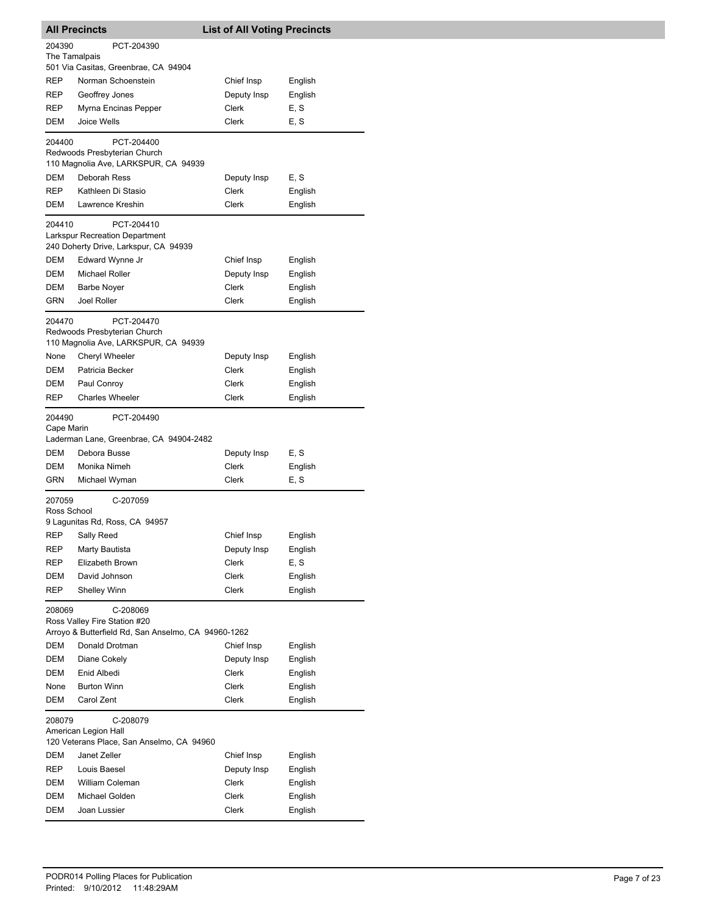## All Precincts — List of All Voting Precincts

**204390** PCT-204390
The Tamalpais
501 Via Casitas, Greenbrae, CA 94904

| | | | |
|---|---|---|---|
| REP | Norman Schoenstein | Chief Insp | English |
| REP | Geoffrey Jones | Deputy Insp | English |
| REP | Myrna Encinas Pepper | Clerk | E, S |
| DEM | Joice Wells | Clerk | E, S |

**204400** PCT-204400
Redwoods Presbyterian Church
110 Magnolia Ave, LARKSPUR, CA 94939

| | | | |
|---|---|---|---|
| DEM | Deborah Ress | Deputy Insp | E, S |
| REP | Kathleen Di Stasio | Clerk | English |
| DEM | Lawrence Kreshin | Clerk | English |

**204410** PCT-204410
Larkspur Recreation Department
240 Doherty Drive, Larkspur, CA 94939

| | | | |
|---|---|---|---|
| DEM | Edward Wynne Jr | Chief Insp | English |
| DEM | Michael Roller | Deputy Insp | English |
| DEM | Barbe Noyer | Clerk | English |
| GRN | Joel Roller | Clerk | English |

**204470** PCT-204470
Redwoods Presbyterian Church
110 Magnolia Ave, LARKSPUR, CA 94939

| | | | |
|---|---|---|---|
| None | Cheryl Wheeler | Deputy Insp | English |
| DEM | Patricia Becker | Clerk | English |
| DEM | Paul Conroy | Clerk | English |
| REP | Charles Wheeler | Clerk | English |

**204490** PCT-204490
Cape Marin
Laderman Lane, Greenbrae, CA 94904-2482

| | | | |
|---|---|---|---|
| DEM | Debora Busse | Deputy Insp | E, S |
| DEM | Monika Nimeh | Clerk | English |
| GRN | Michael Wyman | Clerk | E, S |

**207059** C-207059
Ross School
9 Lagunitas Rd, Ross, CA 94957

| | | | |
|---|---|---|---|
| REP | Sally Reed | Chief Insp | English |
| REP | Marty Bautista | Deputy Insp | English |
| REP | Elizabeth Brown | Clerk | E, S |
| DEM | David Johnson | Clerk | English |
| REP | Shelley Winn | Clerk | English |

**208069** C-208069
Ross Valley Fire Station #20
Arroyo & Butterfield Rd, San Anselmo, CA 94960-1262

| | | | |
|---|---|---|---|
| DEM | Donald Drotman | Chief Insp | English |
| DEM | Diane Cokely | Deputy Insp | English |
| DEM | Enid Albedi | Clerk | English |
| None | Burton Winn | Clerk | English |
| DEM | Carol Zent | Clerk | English |

**208079** C-208079
American Legion Hall
120 Veterans Place, San Anselmo, CA 94960

| | | | |
|---|---|---|---|
| DEM | Janet Zeller | Chief Insp | English |
| REP | Louis Baesel | Deputy Insp | English |
| DEM | William Coleman | Clerk | English |
| DEM | Michael Golden | Clerk | English |
| DEM | Joan Lussier | Clerk | English |

PODR014 Polling Places for Publication
Printed: 9/10/2012 11:48:29AM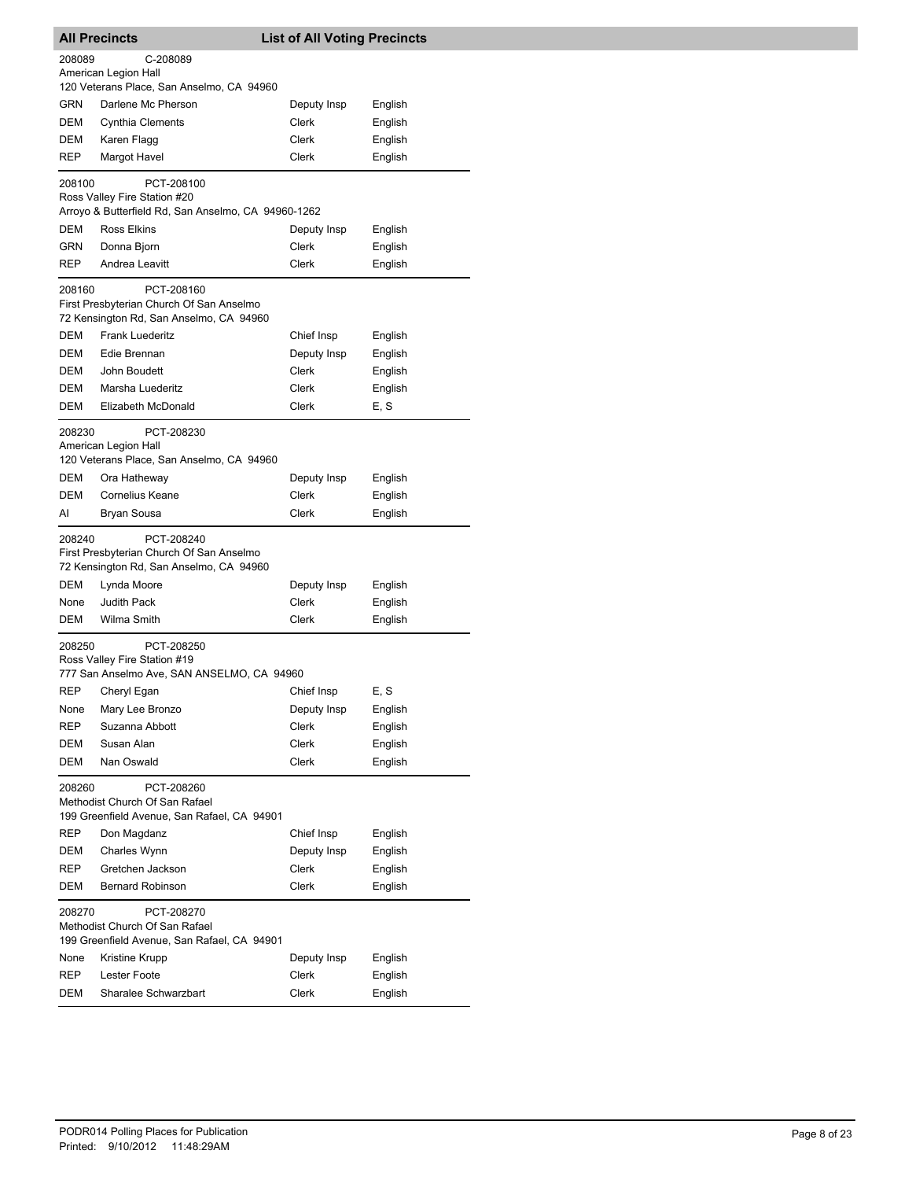**All Precincts** **List of All Voting Precincts**

208089 C-208089
American Legion Hall
120 Veterans Place, San Anselmo, CA 94960

| | | | |
|---|---|---|---|
| GRN | Darlene Mc Pherson | Deputy Insp | English |
| DEM | Cynthia Clements | Clerk | English |
| DEM | Karen Flagg | Clerk | English |
| REP | Margot Havel | Clerk | English |

208100 PCT-208100
Ross Valley Fire Station #20
Arroyo & Butterfield Rd, San Anselmo, CA 94960-1262

| | | | |
|---|---|---|---|
| DEM | Ross Elkins | Deputy Insp | English |
| GRN | Donna Bjorn | Clerk | English |
| REP | Andrea Leavitt | Clerk | English |

208160 PCT-208160
First Presbyterian Church Of San Anselmo
72 Kensington Rd, San Anselmo, CA 94960

| | | | |
|---|---|---|---|
| DEM | Frank Luederitz | Chief Insp | English |
| DEM | Edie Brennan | Deputy Insp | English |
| DEM | John Boudett | Clerk | English |
| DEM | Marsha Luederitz | Clerk | English |
| DEM | Elizabeth McDonald | Clerk | E, S |

208230 PCT-208230
American Legion Hall
120 Veterans Place, San Anselmo, CA 94960

| | | | |
|---|---|---|---|
| DEM | Ora Hatheway | Deputy Insp | English |
| DEM | Cornelius Keane | Clerk | English |
| AI | Bryan Sousa | Clerk | English |

208240 PCT-208240
First Presbyterian Church Of San Anselmo
72 Kensington Rd, San Anselmo, CA 94960

| | | | |
|---|---|---|---|
| DEM | Lynda Moore | Deputy Insp | English |
| None | Judith Pack | Clerk | English |
| DEM | Wilma Smith | Clerk | English |

208250 PCT-208250
Ross Valley Fire Station #19
777 San Anselmo Ave, SAN ANSELMO, CA 94960

| | | | |
|---|---|---|---|
| REP | Cheryl Egan | Chief Insp | E, S |
| None | Mary Lee Bronzo | Deputy Insp | English |
| REP | Suzanna Abbott | Clerk | English |
| DEM | Susan Alan | Clerk | English |
| DEM | Nan Oswald | Clerk | English |

208260 PCT-208260
Methodist Church Of San Rafael
199 Greenfield Avenue, San Rafael, CA 94901

| | | | |
|---|---|---|---|
| REP | Don Magdanz | Chief Insp | English |
| DEM | Charles Wynn | Deputy Insp | English |
| REP | Gretchen Jackson | Clerk | English |
| DEM | Bernard Robinson | Clerk | English |

208270 PCT-208270
Methodist Church Of San Rafael
199 Greenfield Avenue, San Rafael, CA 94901

| | | | |
|---|---|---|---|
| None | Kristine Krupp | Deputy Insp | English |
| REP | Lester Foote | Clerk | English |
| DEM | Sharalee Schwarzbart | Clerk | English |

PODR014 Polling Places for Publication
Printed: 9/10/2012 11:48:29AM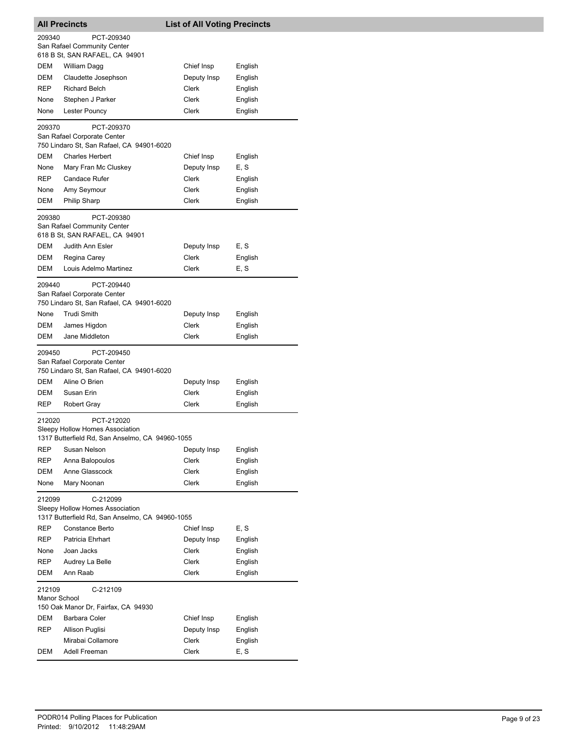**All Precincts** — **List of All Voting Precincts**

**209340** PCT-209340
San Rafael Community Center
618 B St, SAN RAFAEL, CA 94901

| | | | |
|---|---|---|---|
| DEM | William Dagg | Chief Insp | English |
| DEM | Claudette Josephson | Deputy Insp | English |
| REP | Richard Belch | Clerk | English |
| None | Stephen J Parker | Clerk | English |
| None | Lester Pouncy | Clerk | English |

**209370** PCT-209370
San Rafael Corporate Center
750 Lindaro St, San Rafael, CA 94901-6020

| | | | |
|---|---|---|---|
| DEM | Charles Herbert | Chief Insp | English |
| None | Mary Fran Mc Cluskey | Deputy Insp | E, S |
| REP | Candace Rufer | Clerk | English |
| None | Amy Seymour | Clerk | English |
| DEM | Philip Sharp | Clerk | English |

**209380** PCT-209380
San Rafael Community Center
618 B St, SAN RAFAEL, CA 94901

| | | | |
|---|---|---|---|
| DEM | Judith Ann Esler | Deputy Insp | E, S |
| DEM | Regina Carey | Clerk | English |
| DEM | Louis Adelmo Martinez | Clerk | E, S |

**209440** PCT-209440
San Rafael Corporate Center
750 Lindaro St, San Rafael, CA 94901-6020

| | | | |
|---|---|---|---|
| None | Trudi Smith | Deputy Insp | English |
| DEM | James Higdon | Clerk | English |
| DEM | Jane Middleton | Clerk | English |

**209450** PCT-209450
San Rafael Corporate Center
750 Lindaro St, San Rafael, CA 94901-6020

| | | | |
|---|---|---|---|
| DEM | Aline O Brien | Deputy Insp | English |
| DEM | Susan Erin | Clerk | English |
| REP | Robert Gray | Clerk | English |

**212020** PCT-212020
Sleepy Hollow Homes Association
1317 Butterfield Rd, San Anselmo, CA 94960-1055

| | | | |
|---|---|---|---|
| REP | Susan Nelson | Deputy Insp | English |
| REP | Anna Balopoulos | Clerk | English |
| DEM | Anne Glasscock | Clerk | English |
| None | Mary Noonan | Clerk | English |

**212099** C-212099
Sleepy Hollow Homes Association
1317 Butterfield Rd, San Anselmo, CA 94960-1055

| | | | |
|---|---|---|---|
| REP | Constance Berto | Chief Insp | E, S |
| REP | Patricia Ehrhart | Deputy Insp | English |
| None | Joan Jacks | Clerk | English |
| REP | Audrey La Belle | Clerk | English |
| DEM | Ann Raab | Clerk | English |

**212109** C-212109
Manor School
150 Oak Manor Dr, Fairfax, CA 94930

| | | | |
|---|---|---|---|
| DEM | Barbara Coler | Chief Insp | English |
| REP | Allison Puglisi | Deputy Insp | English |
| | Mirabai Collamore | Clerk | English |
| DEM | Adell Freeman | Clerk | E, S |

PODR014 Polling Places for Publication
Printed: 9/10/2012 11:48:29AM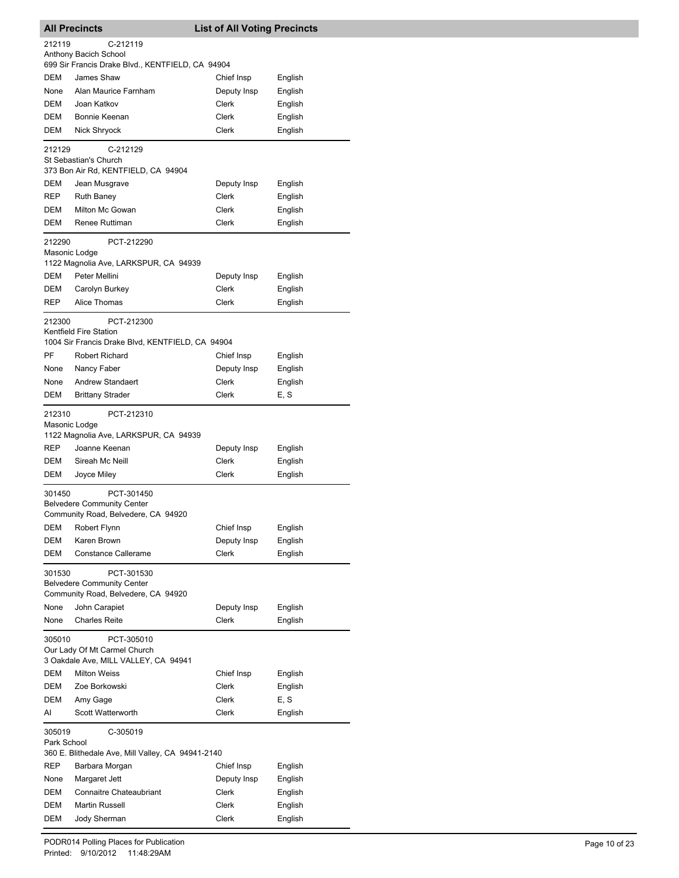## All Precincts — List of All Voting Precincts

**212119** C-212119
Anthony Bacich School
699 Sir Francis Drake Blvd., KENTFIELD, CA 94904

| Party | Name | Position | Language |
|---|---|---|---|
| DEM | James Shaw | Chief Insp | English |
| None | Alan Maurice Farnham | Deputy Insp | English |
| DEM | Joan Katkov | Clerk | English |
| DEM | Bonnie Keenan | Clerk | English |
| DEM | Nick Shryock | Clerk | English |

**212129** C-212129
St Sebastian's Church
373 Bon Air Rd, KENTFIELD, CA 94904

| Party | Name | Position | Language |
|---|---|---|---|
| DEM | Jean Musgrave | Deputy Insp | English |
| REP | Ruth Baney | Clerk | English |
| DEM | Milton Mc Gowan | Clerk | English |
| DEM | Renee Ruttiman | Clerk | English |

**212290** PCT-212290
Masonic Lodge
1122 Magnolia Ave, LARKSPUR, CA 94939

| Party | Name | Position | Language |
|---|---|---|---|
| DEM | Peter Mellini | Deputy Insp | English |
| DEM | Carolyn Burkey | Clerk | English |
| REP | Alice Thomas | Clerk | English |

**212300** PCT-212300
Kentfield Fire Station
1004 Sir Francis Drake Blvd, KENTFIELD, CA 94904

| Party | Name | Position | Language |
|---|---|---|---|
| PF | Robert Richard | Chief Insp | English |
| None | Nancy Faber | Deputy Insp | English |
| None | Andrew Standaert | Clerk | English |
| DEM | Brittany Strader | Clerk | E, S |

**212310** PCT-212310
Masonic Lodge
1122 Magnolia Ave, LARKSPUR, CA 94939

| Party | Name | Position | Language |
|---|---|---|---|
| REP | Joanne Keenan | Deputy Insp | English |
| DEM | Sireah Mc Neill | Clerk | English |
| DEM | Joyce Miley | Clerk | English |

**301450** PCT-301450
Belvedere Community Center
Community Road, Belvedere, CA 94920

| Party | Name | Position | Language |
|---|---|---|---|
| DEM | Robert Flynn | Chief Insp | English |
| DEM | Karen Brown | Deputy Insp | English |
| DEM | Constance Callerame | Clerk | English |

**301530** PCT-301530
Belvedere Community Center
Community Road, Belvedere, CA 94920

| Party | Name | Position | Language |
|---|---|---|---|
| None | John Carapiet | Deputy Insp | English |
| None | Charles Reite | Clerk | English |

**305010** PCT-305010
Our Lady Of Mt Carmel Church
3 Oakdale Ave, MILL VALLEY, CA 94941

| Party | Name | Position | Language |
|---|---|---|---|
| DEM | Milton Weiss | Chief Insp | English |
| DEM | Zoe Borkowski | Clerk | English |
| DEM | Amy Gage | Clerk | E, S |
| AI | Scott Watterworth | Clerk | English |

**305019** C-305019
Park School
360 E. Blithedale Ave, Mill Valley, CA 94941-2140

| Party | Name | Position | Language |
|---|---|---|---|
| REP | Barbara Morgan | Chief Insp | English |
| None | Margaret Jett | Deputy Insp | English |
| DEM | Connaitre Chateaubriant | Clerk | English |
| DEM | Martin Russell | Clerk | English |
| DEM | Jody Sherman | Clerk | English |

PODR014 Polling Places for Publication
Printed: 9/10/2012 11:48:29AM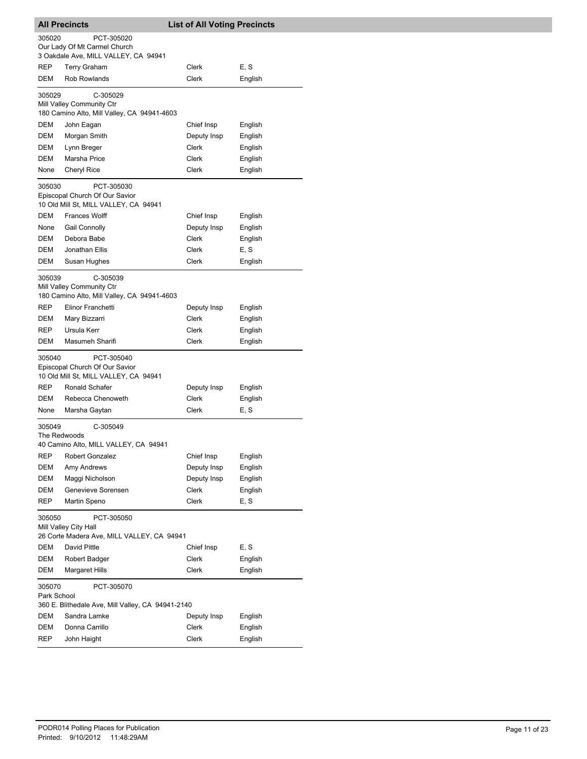## All Precincts — List of All Voting Precincts

**305020** PCT-305020
Our Lady Of Mt Carmel Church
3 Oakdale Ave, MILL VALLEY, CA 94941

| Party | Name | Position | Language |
|---|---|---|---|
| REP | Terry Graham | Clerk | E, S |
| DEM | Rob Rowlands | Clerk | English |

**305029** C-305029
Mill Valley Community Ctr
180 Camino Alto, Mill Valley, CA 94941-4603

| Party | Name | Position | Language |
|---|---|---|---|
| DEM | John Eagan | Chief Insp | English |
| DEM | Morgan Smith | Deputy Insp | English |
| DEM | Lynn Breger | Clerk | English |
| DEM | Marsha Price | Clerk | English |
| None | Cheryl Rice | Clerk | English |

**305030** PCT-305030
Episcopal Church Of Our Savior
10 Old Mill St, MILL VALLEY, CA 94941

| Party | Name | Position | Language |
|---|---|---|---|
| DEM | Frances Wolff | Chief Insp | English |
| None | Gail Connolly | Deputy Insp | English |
| DEM | Debora Babe | Clerk | English |
| DEM | Jonathan Ellis | Clerk | E, S |
| DEM | Susan Hughes | Clerk | English |

**305039** C-305039
Mill Valley Community Ctr
180 Camino Alto, Mill Valley, CA 94941-4603

| Party | Name | Position | Language |
|---|---|---|---|
| REP | Elinor Franchetti | Deputy Insp | English |
| DEM | Mary Bizzarri | Clerk | English |
| REP | Ursula Kerr | Clerk | English |
| DEM | Masumeh Sharifi | Clerk | English |

**305040** PCT-305040
Episcopal Church Of Our Savior
10 Old Mill St, MILL VALLEY, CA 94941

| Party | Name | Position | Language |
|---|---|---|---|
| REP | Ronald Schafer | Deputy Insp | English |
| DEM | Rebecca Chenoweth | Clerk | English |
| None | Marsha Gaytan | Clerk | E, S |

**305049** C-305049
The Redwoods
40 Camino Alto, MILL VALLEY, CA 94941

| Party | Name | Position | Language |
|---|---|---|---|
| REP | Robert Gonzalez | Chief Insp | English |
| DEM | Amy Andrews | Deputy Insp | English |
| DEM | Maggi Nicholson | Deputy Insp | English |
| DEM | Genevieve Sorensen | Clerk | English |
| REP | Martin Speno | Clerk | E, S |

**305050** PCT-305050
Mill Valley City Hall
26 Corte Madera Ave, MILL VALLEY, CA 94941

| Party | Name | Position | Language |
|---|---|---|---|
| DEM | David Pittle | Chief Insp | E, S |
| DEM | Robert Badger | Clerk | English |
| DEM | Margaret Hills | Clerk | English |

**305070** PCT-305070
Park School
360 E. Blithedale Ave, Mill Valley, CA 94941-2140

| Party | Name | Position | Language |
|---|---|---|---|
| DEM | Sandra Lamke | Deputy Insp | English |
| DEM | Donna Carrillo | Clerk | English |
| REP | John Haight | Clerk | English |

PODR014 Polling Places for Publication
Printed: 9/10/2012 11:48:29AM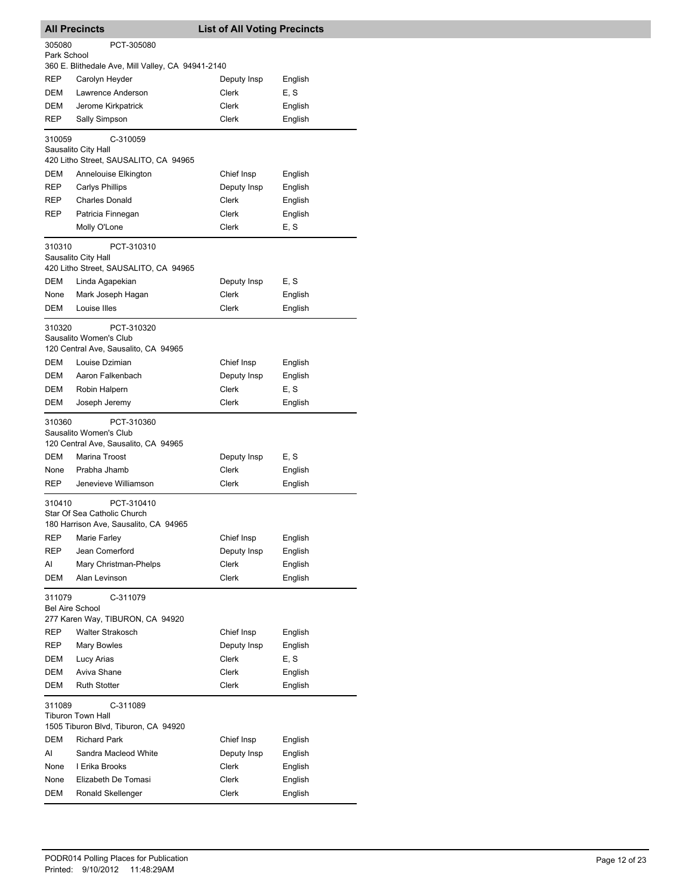## All Precincts — List of All Voting Precincts

**305080** PCT-305080
Park School
360 E. Blithedale Ave, Mill Valley, CA 94941-2140

| Party | Name | Position | Language |
|---|---|---|---|
| REP | Carolyn Heyder | Deputy Insp | English |
| DEM | Lawrence Anderson | Clerk | E, S |
| DEM | Jerome Kirkpatrick | Clerk | English |
| REP | Sally Simpson | Clerk | English |

**310059** C-310059
Sausalito City Hall
420 Litho Street, SAUSALITO, CA 94965

| Party | Name | Position | Language |
|---|---|---|---|
| DEM | Annelouise Elkington | Chief Insp | English |
| REP | Carlys Phillips | Deputy Insp | English |
| REP | Charles Donald | Clerk | English |
| REP | Patricia Finnegan | Clerk | English |
| | Molly O'Lone | Clerk | E, S |

**310310** PCT-310310
Sausalito City Hall
420 Litho Street, SAUSALITO, CA 94965

| Party | Name | Position | Language |
|---|---|---|---|
| DEM | Linda Agapekian | Deputy Insp | E, S |
| None | Mark Joseph Hagan | Clerk | English |
| DEM | Louise Illes | Clerk | English |

**310320** PCT-310320
Sausalito Women's Club
120 Central Ave, Sausalito, CA 94965

| Party | Name | Position | Language |
|---|---|---|---|
| DEM | Louise Dzimian | Chief Insp | English |
| DEM | Aaron Falkenbach | Deputy Insp | English |
| DEM | Robin Halpern | Clerk | E, S |
| DEM | Joseph Jeremy | Clerk | English |

**310360** PCT-310360
Sausalito Women's Club
120 Central Ave, Sausalito, CA 94965

| Party | Name | Position | Language |
|---|---|---|---|
| DEM | Marina Troost | Deputy Insp | E, S |
| None | Prabha Jhamb | Clerk | English |
| REP | Jenevieve Williamson | Clerk | English |

**310410** PCT-310410
Star Of Sea Catholic Church
180 Harrison Ave, Sausalito, CA 94965

| Party | Name | Position | Language |
|---|---|---|---|
| REP | Marie Farley | Chief Insp | English |
| REP | Jean Comerford | Deputy Insp | English |
| AI | Mary Christman-Phelps | Clerk | English |
| DEM | Alan Levinson | Clerk | English |

**311079** C-311079
Bel Aire School
277 Karen Way, TIBURON, CA 94920

| Party | Name | Position | Language |
|---|---|---|---|
| REP | Walter Strakosch | Chief Insp | English |
| REP | Mary Bowles | Deputy Insp | English |
| DEM | Lucy Arias | Clerk | E, S |
| DEM | Aviva Shane | Clerk | English |
| DEM | Ruth Stotter | Clerk | English |

**311089** C-311089
Tiburon Town Hall
1505 Tiburon Blvd, Tiburon, CA 94920

| Party | Name | Position | Language |
|---|---|---|---|
| DEM | Richard Park | Chief Insp | English |
| AI | Sandra Macleod White | Deputy Insp | English |
| None | I Erika Brooks | Clerk | English |
| None | Elizabeth De Tomasi | Clerk | English |
| DEM | Ronald Skellenger | Clerk | English |

PODR014 Polling Places for Publication
Printed: 9/10/2012 11:48:29AM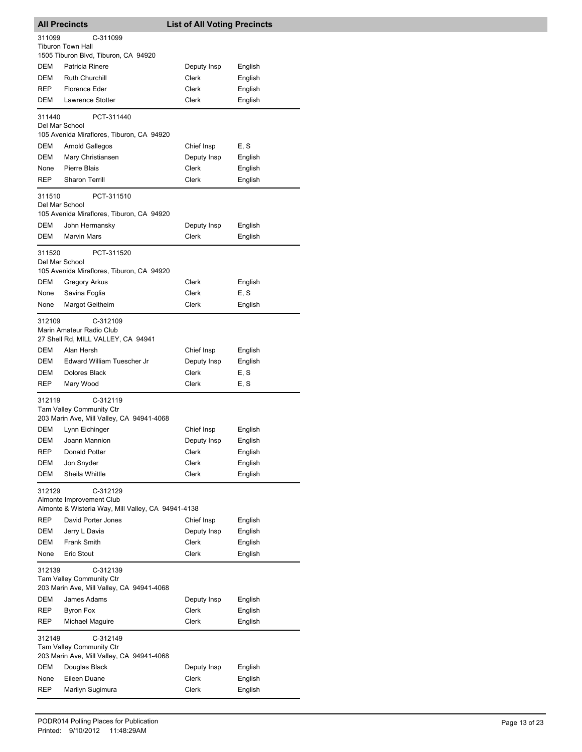## All Precincts — List of All Voting Precincts

**311099** C-311099
Tiburon Town Hall
1505 Tiburon Blvd, Tiburon, CA 94920

| Party | Name | Position | Language |
|---|---|---|---|
| DEM | Patricia Rinere | Deputy Insp | English |
| DEM | Ruth Churchill | Clerk | English |
| REP | Florence Eder | Clerk | English |
| DEM | Lawrence Stotter | Clerk | English |

**311440** PCT-311440
Del Mar School
105 Avenida Miraflores, Tiburon, CA 94920

| Party | Name | Position | Language |
|---|---|---|---|
| DEM | Arnold Gallegos | Chief Insp | E, S |
| DEM | Mary Christiansen | Deputy Insp | English |
| None | Pierre Blais | Clerk | English |
| REP | Sharon Terrill | Clerk | English |

**311510** PCT-311510
Del Mar School
105 Avenida Miraflores, Tiburon, CA 94920

| Party | Name | Position | Language |
|---|---|---|---|
| DEM | John Hermansky | Deputy Insp | English |
| DEM | Marvin Mars | Clerk | English |

**311520** PCT-311520
Del Mar School
105 Avenida Miraflores, Tiburon, CA 94920

| Party | Name | Position | Language |
|---|---|---|---|
| DEM | Gregory Arkus | Clerk | English |
| None | Savina Foglia | Clerk | E, S |
| None | Margot Geitheim | Clerk | English |

**312109** C-312109
Marin Amateur Radio Club
27 Shell Rd, MILL VALLEY, CA 94941

| Party | Name | Position | Language |
|---|---|---|---|
| DEM | Alan Hersh | Chief Insp | English |
| DEM | Edward William Tuescher Jr | Deputy Insp | English |
| DEM | Dolores Black | Clerk | E, S |
| REP | Mary Wood | Clerk | E, S |

**312119** C-312119
Tam Valley Community Ctr
203 Marin Ave, Mill Valley, CA 94941-4068

| Party | Name | Position | Language |
|---|---|---|---|
| DEM | Lynn Eichinger | Chief Insp | English |
| DEM | Joann Mannion | Deputy Insp | English |
| REP | Donald Potter | Clerk | English |
| DEM | Jon Snyder | Clerk | English |
| DEM | Sheila Whittle | Clerk | English |

**312129** C-312129
Almonte Improvement Club
Almonte & Wisteria Way, Mill Valley, CA 94941-4138

| Party | Name | Position | Language |
|---|---|---|---|
| REP | David Porter Jones | Chief Insp | English |
| DEM | Jerry L Davia | Deputy Insp | English |
| DEM | Frank Smith | Clerk | English |
| None | Eric Stout | Clerk | English |

**312139** C-312139
Tam Valley Community Ctr
203 Marin Ave, Mill Valley, CA 94941-4068

| Party | Name | Position | Language |
|---|---|---|---|
| DEM | James Adams | Deputy Insp | English |
| REP | Byron Fox | Clerk | English |
| REP | Michael Maguire | Clerk | English |

**312149** C-312149
Tam Valley Community Ctr
203 Marin Ave, Mill Valley, CA 94941-4068

| Party | Name | Position | Language |
|---|---|---|---|
| DEM | Douglas Black | Deputy Insp | English |
| None | Eileen Duane | Clerk | English |
| REP | Marilyn Sugimura | Clerk | English |

PODR014 Polling Places for Publication
Printed: 9/10/2012 11:48:29AM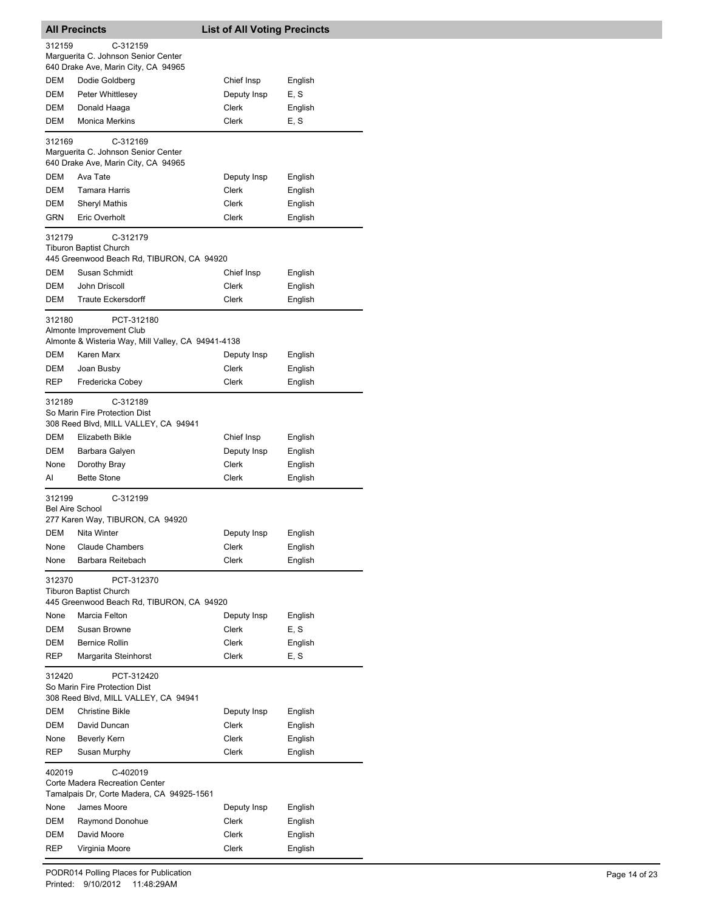## All Precincts — List of All Voting Precincts

312159 C-312159
Marguerita C. Johnson Senior Center
640 Drake Ave, Marin City, CA 94965

| | | | |
|---|---|---|---|
| DEM | Dodie Goldberg | Chief Insp | English |
| DEM | Peter Whittlesey | Deputy Insp | E, S |
| DEM | Donald Haaga | Clerk | English |
| DEM | Monica Merkins | Clerk | E, S |

312169 C-312169
Marguerita C. Johnson Senior Center
640 Drake Ave, Marin City, CA 94965

| | | | |
|---|---|---|---|
| DEM | Ava Tate | Deputy Insp | English |
| DEM | Tamara Harris | Clerk | English |
| DEM | Sheryl Mathis | Clerk | English |
| GRN | Eric Overholt | Clerk | English |

312179 C-312179
Tiburon Baptist Church
445 Greenwood Beach Rd, TIBURON, CA 94920

| | | | |
|---|---|---|---|
| DEM | Susan Schmidt | Chief Insp | English |
| DEM | John Driscoll | Clerk | English |
| DEM | Traute Eckersdorff | Clerk | English |

312180 PCT-312180
Almonte Improvement Club
Almonte & Wisteria Way, Mill Valley, CA 94941-4138

| | | | |
|---|---|---|---|
| DEM | Karen Marx | Deputy Insp | English |
| DEM | Joan Busby | Clerk | English |
| REP | Fredericka Cobey | Clerk | English |

312189 C-312189
So Marin Fire Protection Dist
308 Reed Blvd, MILL VALLEY, CA 94941

| | | | |
|---|---|---|---|
| DEM | Elizabeth Bikle | Chief Insp | English |
| DEM | Barbara Galyen | Deputy Insp | English |
| None | Dorothy Bray | Clerk | English |
| AI | Bette Stone | Clerk | English |

312199 C-312199
Bel Aire School
277 Karen Way, TIBURON, CA 94920

| | | | |
|---|---|---|---|
| DEM | Nita Winter | Deputy Insp | English |
| None | Claude Chambers | Clerk | English |
| None | Barbara Reitebach | Clerk | English |

312370 PCT-312370
Tiburon Baptist Church
445 Greenwood Beach Rd, TIBURON, CA 94920

| | | | |
|---|---|---|---|
| None | Marcia Felton | Deputy Insp | English |
| DEM | Susan Browne | Clerk | E, S |
| DEM | Bernice Rollin | Clerk | English |
| REP | Margarita Steinhorst | Clerk | E, S |

312420 PCT-312420
So Marin Fire Protection Dist
308 Reed Blvd, MILL VALLEY, CA 94941

| | | | |
|---|---|---|---|
| DEM | Christine Bikle | Deputy Insp | English |
| DEM | David Duncan | Clerk | English |
| None | Beverly Kern | Clerk | English |
| REP | Susan Murphy | Clerk | English |

402019 C-402019
Corte Madera Recreation Center
Tamalpais Dr, Corte Madera, CA 94925-1561

| | | | |
|---|---|---|---|
| None | James Moore | Deputy Insp | English |
| DEM | Raymond Donohue | Clerk | English |
| DEM | David Moore | Clerk | English |
| REP | Virginia Moore | Clerk | English |

PODR014 Polling Places for Publication
Printed: 9/10/2012 11:48:29AM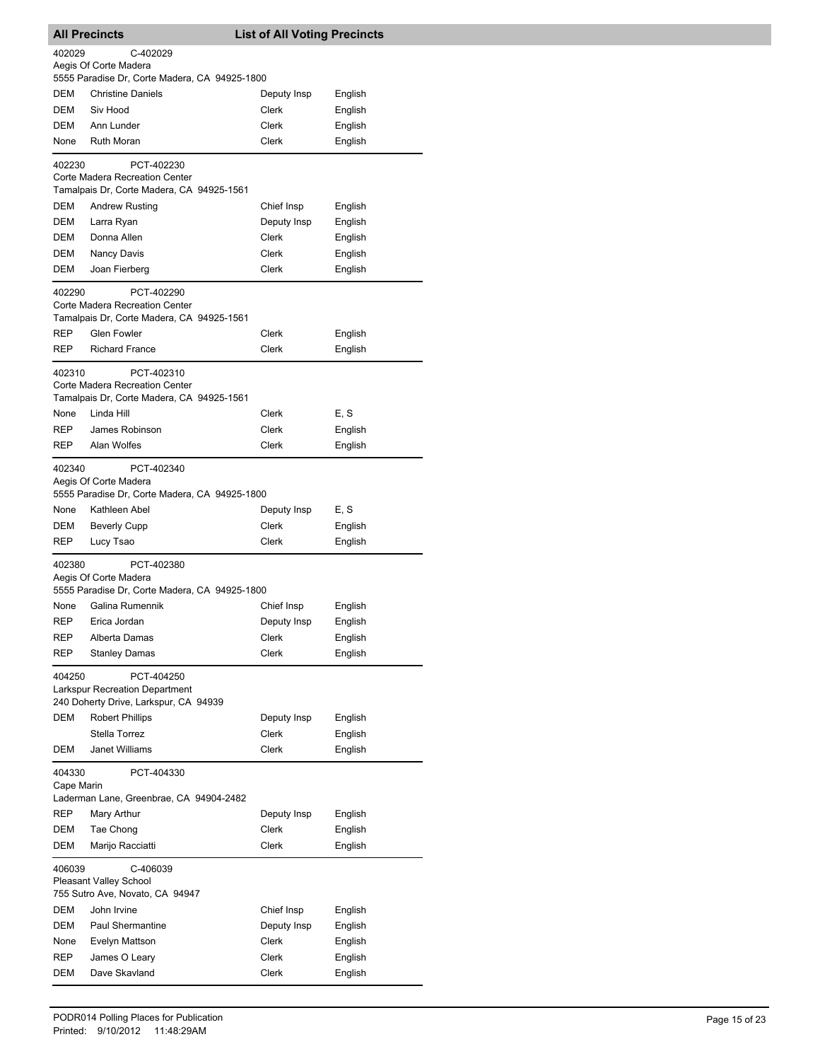**All Precincts** **List of All Voting Precincts**

402029 C-402029
Aegis Of Corte Madera
5555 Paradise Dr, Corte Madera, CA 94925-1800

| | | | |
|---|---|---|---|
| DEM | Christine Daniels | Deputy Insp | English |
| DEM | Siv Hood | Clerk | English |
| DEM | Ann Lunder | Clerk | English |
| None | Ruth Moran | Clerk | English |

402230 PCT-402230
Corte Madera Recreation Center
Tamalpais Dr, Corte Madera, CA 94925-1561

| | | | |
|---|---|---|---|
| DEM | Andrew Rusting | Chief Insp | English |
| DEM | Larra Ryan | Deputy Insp | English |
| DEM | Donna Allen | Clerk | English |
| DEM | Nancy Davis | Clerk | English |
| DEM | Joan Fierberg | Clerk | English |

402290 PCT-402290
Corte Madera Recreation Center
Tamalpais Dr, Corte Madera, CA 94925-1561

| | | | |
|---|---|---|---|
| REP | Glen Fowler | Clerk | English |
| REP | Richard France | Clerk | English |

402310 PCT-402310
Corte Madera Recreation Center
Tamalpais Dr, Corte Madera, CA 94925-1561

| | | | |
|---|---|---|---|
| None | Linda Hill | Clerk | E, S |
| REP | James Robinson | Clerk | English |
| REP | Alan Wolfes | Clerk | English |

402340 PCT-402340
Aegis Of Corte Madera
5555 Paradise Dr, Corte Madera, CA 94925-1800

| | | | |
|---|---|---|---|
| None | Kathleen Abel | Deputy Insp | E, S |
| DEM | Beverly Cupp | Clerk | English |
| REP | Lucy Tsao | Clerk | English |

402380 PCT-402380
Aegis Of Corte Madera
5555 Paradise Dr, Corte Madera, CA 94925-1800

| | | | |
|---|---|---|---|
| None | Galina Rumennik | Chief Insp | English |
| REP | Erica Jordan | Deputy Insp | English |
| REP | Alberta Damas | Clerk | English |
| REP | Stanley Damas | Clerk | English |

404250 PCT-404250
Larkspur Recreation Department
240 Doherty Drive, Larkspur, CA 94939

| | | | |
|---|---|---|---|
| DEM | Robert Phillips | Deputy Insp | English |
| | Stella Torrez | Clerk | English |
| DEM | Janet Williams | Clerk | English |

404330 PCT-404330
Cape Marin
Laderman Lane, Greenbrae, CA 94904-2482

| | | | |
|---|---|---|---|
| REP | Mary Arthur | Deputy Insp | English |
| DEM | Tae Chong | Clerk | English |
| DEM | Marijo Racciatti | Clerk | English |

406039 C-406039
Pleasant Valley School
755 Sutro Ave, Novato, CA 94947

| | | | |
|---|---|---|---|
| DEM | John Irvine | Chief Insp | English |
| DEM | Paul Shermantine | Deputy Insp | English |
| None | Evelyn Mattson | Clerk | English |
| REP | James O Leary | Clerk | English |
| DEM | Dave Skavland | Clerk | English |

PODR014 Polling Places for Publication
Printed: 9/10/2012 11:48:29AM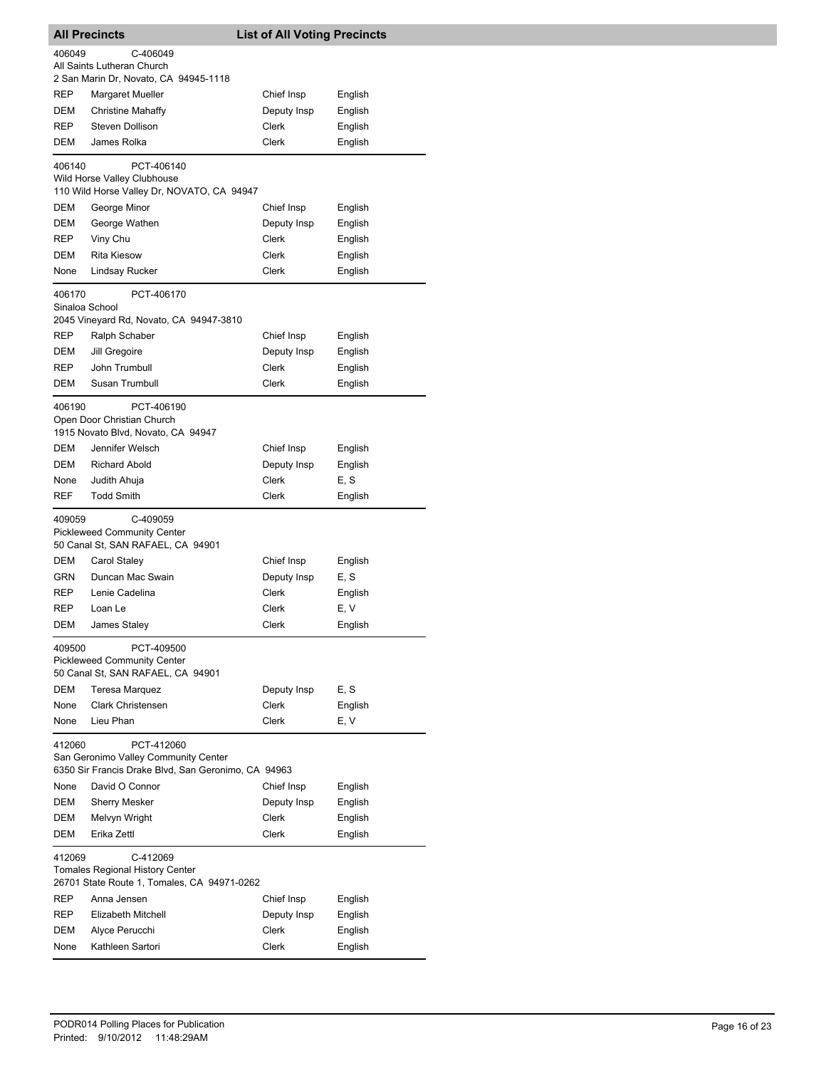## All Precincts — List of All Voting Precincts

**406049** C-406049
All Saints Lutheran Church
2 San Marin Dr, Novato, CA 94945-1118

| Party | Name | Position | Language |
|---|---|---|---|
| REP | Margaret Mueller | Chief Insp | English |
| DEM | Christine Mahaffy | Deputy Insp | English |
| REP | Steven Dollison | Clerk | English |
| DEM | James Rolka | Clerk | English |

**406140** PCT-406140
Wild Horse Valley Clubhouse
110 Wild Horse Valley Dr, NOVATO, CA 94947

| Party | Name | Position | Language |
|---|---|---|---|
| DEM | George Minor | Chief Insp | English |
| DEM | George Wathen | Deputy Insp | English |
| REP | Viny Chu | Clerk | English |
| DEM | Rita Kiesow | Clerk | English |
| None | Lindsay Rucker | Clerk | English |

**406170** PCT-406170
Sinaloa School
2045 Vineyard Rd, Novato, CA 94947-3810

| Party | Name | Position | Language |
|---|---|---|---|
| REP | Ralph Schaber | Chief Insp | English |
| DEM | Jill Gregoire | Deputy Insp | English |
| REP | John Trumbull | Clerk | English |
| DEM | Susan Trumbull | Clerk | English |

**406190** PCT-406190
Open Door Christian Church
1915 Novato Blvd, Novato, CA 94947

| Party | Name | Position | Language |
|---|---|---|---|
| DEM | Jennifer Welsch | Chief Insp | English |
| DEM | Richard Abold | Deputy Insp | English |
| None | Judith Ahuja | Clerk | E, S |
| REF | Todd Smith | Clerk | English |

**409059** C-409059
Pickleweed Community Center
50 Canal St, SAN RAFAEL, CA 94901

| Party | Name | Position | Language |
|---|---|---|---|
| DEM | Carol Staley | Chief Insp | English |
| GRN | Duncan Mac Swain | Deputy Insp | E, S |
| REP | Lenie Cadelina | Clerk | English |
| REP | Loan Le | Clerk | E, V |
| DEM | James Staley | Clerk | English |

**409500** PCT-409500
Pickleweed Community Center
50 Canal St, SAN RAFAEL, CA 94901

| Party | Name | Position | Language |
|---|---|---|---|
| DEM | Teresa Marquez | Deputy Insp | E, S |
| None | Clark Christensen | Clerk | English |
| None | Lieu Phan | Clerk | E, V |

**412060** PCT-412060
San Geronimo Valley Community Center
6350 Sir Francis Drake Blvd, San Geronimo, CA 94963

| Party | Name | Position | Language |
|---|---|---|---|
| None | David O Connor | Chief Insp | English |
| DEM | Sherry Mesker | Deputy Insp | English |
| DEM | Melvyn Wright | Clerk | English |
| DEM | Erika Zettl | Clerk | English |

**412069** C-412069
Tomales Regional History Center
26701 State Route 1, Tomales, CA 94971-0262

| Party | Name | Position | Language |
|---|---|---|---|
| REP | Anna Jensen | Chief Insp | English |
| REP | Elizabeth Mitchell | Deputy Insp | English |
| DEM | Alyce Perucchi | Clerk | English |
| None | Kathleen Sartori | Clerk | English |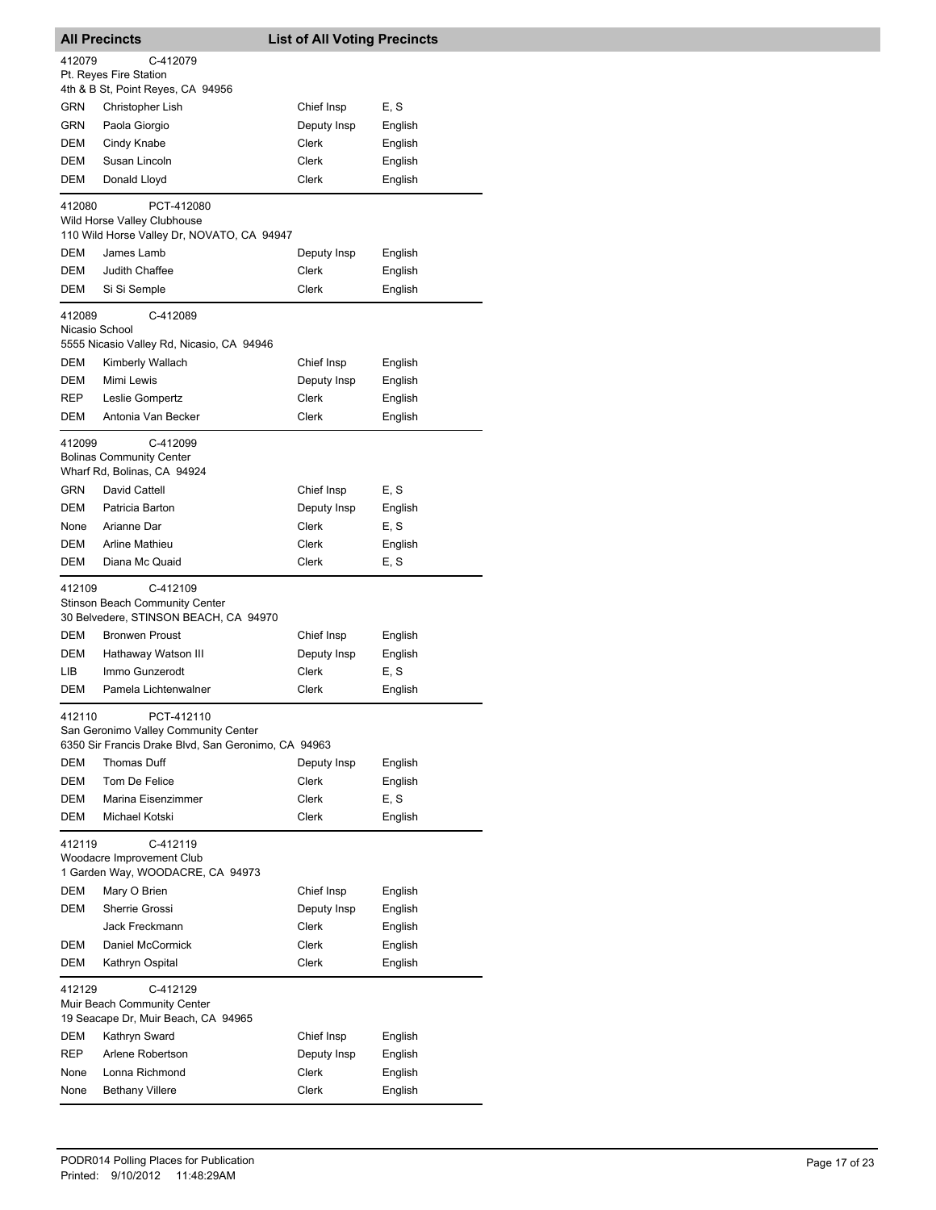## All Precincts — List of All Voting Precincts

**412079** C-412079
Pt. Reyes Fire Station
4th & B St, Point Reyes, CA 94956

| Party | Name | Position | Language |
|---|---|---|---|
| GRN | Christopher Lish | Chief Insp | E, S |
| GRN | Paola Giorgio | Deputy Insp | English |
| DEM | Cindy Knabe | Clerk | English |
| DEM | Susan Lincoln | Clerk | English |
| DEM | Donald Lloyd | Clerk | English |

**412080** PCT-412080
Wild Horse Valley Clubhouse
110 Wild Horse Valley Dr, NOVATO, CA 94947

| Party | Name | Position | Language |
|---|---|---|---|
| DEM | James Lamb | Deputy Insp | English |
| DEM | Judith Chaffee | Clerk | English |
| DEM | Si Si Semple | Clerk | English |

**412089** C-412089
Nicasio School
5555 Nicasio Valley Rd, Nicasio, CA 94946

| Party | Name | Position | Language |
|---|---|---|---|
| DEM | Kimberly Wallach | Chief Insp | English |
| DEM | Mimi Lewis | Deputy Insp | English |
| REP | Leslie Gompertz | Clerk | English |
| DEM | Antonia Van Becker | Clerk | English |

**412099** C-412099
Bolinas Community Center
Wharf Rd, Bolinas, CA 94924

| Party | Name | Position | Language |
|---|---|---|---|
| GRN | David Cattell | Chief Insp | E, S |
| DEM | Patricia Barton | Deputy Insp | English |
| None | Arianne Dar | Clerk | E, S |
| DEM | Arline Mathieu | Clerk | English |
| DEM | Diana Mc Quaid | Clerk | E, S |

**412109** C-412109
Stinson Beach Community Center
30 Belvedere, STINSON BEACH, CA 94970

| Party | Name | Position | Language |
|---|---|---|---|
| DEM | Bronwen Proust | Chief Insp | English |
| DEM | Hathaway Watson III | Deputy Insp | English |
| LIB | Immo Gunzerodt | Clerk | E, S |
| DEM | Pamela Lichtenwalner | Clerk | English |

**412110** PCT-412110
San Geronimo Valley Community Center
6350 Sir Francis Drake Blvd, San Geronimo, CA 94963

| Party | Name | Position | Language |
|---|---|---|---|
| DEM | Thomas Duff | Deputy Insp | English |
| DEM | Tom De Felice | Clerk | English |
| DEM | Marina Eisenzimmer | Clerk | E, S |
| DEM | Michael Kotski | Clerk | English |

**412119** C-412119
Woodacre Improvement Club
1 Garden Way, WOODACRE, CA 94973

| Party | Name | Position | Language |
|---|---|---|---|
| DEM | Mary O Brien | Chief Insp | English |
| DEM | Sherrie Grossi | Deputy Insp | English |
| | Jack Freckmann | Clerk | English |
| DEM | Daniel McCormick | Clerk | English |
| DEM | Kathryn Ospital | Clerk | English |

**412129** C-412129
Muir Beach Community Center
19 Seacape Dr, Muir Beach, CA 94965

| Party | Name | Position | Language |
|---|---|---|---|
| DEM | Kathryn Sward | Chief Insp | English |
| REP | Arlene Robertson | Deputy Insp | English |
| None | Lonna Richmond | Clerk | English |
| None | Bethany Villere | Clerk | English |

PODR014 Polling Places for Publication
Printed: 9/10/2012 11:48:29AM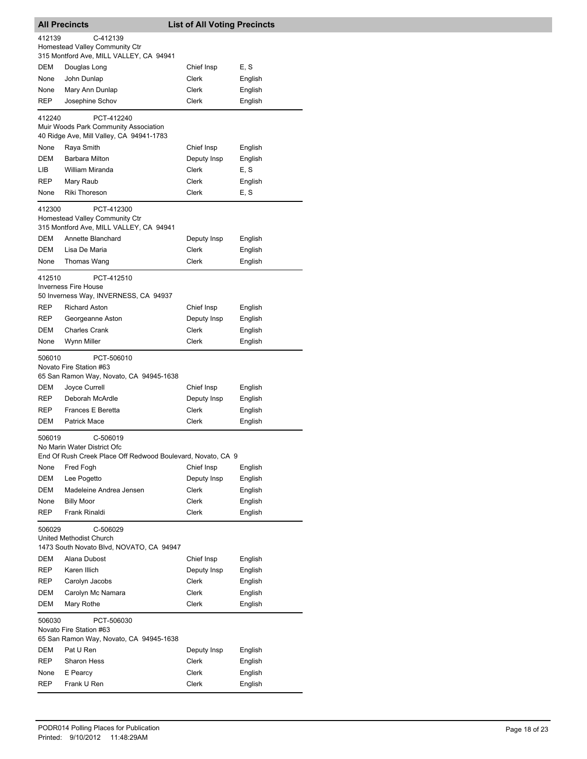## All Precincts — List of All Voting Precincts

412139 C-412139
Homestead Valley Community Ctr
315 Montford Ave, MILL VALLEY, CA 94941

| | | | |
|---|---|---|---|
| DEM | Douglas Long | Chief Insp | E, S |
| None | John Dunlap | Clerk | English |
| None | Mary Ann Dunlap | Clerk | English |
| REP | Josephine Schov | Clerk | English |

412240 PCT-412240
Muir Woods Park Community Association
40 Ridge Ave, Mill Valley, CA 94941-1783

| | | | |
|---|---|---|---|
| None | Raya Smith | Chief Insp | English |
| DEM | Barbara Milton | Deputy Insp | English |
| LIB | William Miranda | Clerk | E, S |
| REP | Mary Raub | Clerk | English |
| None | Riki Thoreson | Clerk | E, S |

412300 PCT-412300
Homestead Valley Community Ctr
315 Montford Ave, MILL VALLEY, CA 94941

| | | | |
|---|---|---|---|
| DEM | Annette Blanchard | Deputy Insp | English |
| DEM | Lisa De Maria | Clerk | English |
| None | Thomas Wang | Clerk | English |

412510 PCT-412510
Inverness Fire House
50 Inverness Way, INVERNESS, CA 94937

| | | | |
|---|---|---|---|
| REP | Richard Aston | Chief Insp | English |
| REP | Georgeanne Aston | Deputy Insp | English |
| DEM | Charles Crank | Clerk | English |
| None | Wynn Miller | Clerk | English |

506010 PCT-506010
Novato Fire Station #63
65 San Ramon Way, Novato, CA 94945-1638

| | | | |
|---|---|---|---|
| DEM | Joyce Currell | Chief Insp | English |
| REP | Deborah McArdle | Deputy Insp | English |
| REP | Frances E Beretta | Clerk | English |
| DEM | Patrick Mace | Clerk | English |

506019 C-506019
No Marin Water District Ofc
End Of Rush Creek Place Off Redwood Boulevard, Novato, CA 9

| | | | |
|---|---|---|---|
| None | Fred Fogh | Chief Insp | English |
| DEM | Lee Pogetto | Deputy Insp | English |
| DEM | Madeleine Andrea Jensen | Clerk | English |
| None | Billy Moor | Clerk | English |
| REP | Frank Rinaldi | Clerk | English |

506029 C-506029
United Methodist Church
1473 South Novato Blvd, NOVATO, CA 94947

| | | | |
|---|---|---|---|
| DEM | Alana Dubost | Chief Insp | English |
| REP | Karen Illich | Deputy Insp | English |
| REP | Carolyn Jacobs | Clerk | English |
| DEM | Carolyn Mc Namara | Clerk | English |
| DEM | Mary Rothe | Clerk | English |

506030 PCT-506030
Novato Fire Station #63
65 San Ramon Way, Novato, CA 94945-1638

| | | | |
|---|---|---|---|
| DEM | Pat U Ren | Deputy Insp | English |
| REP | Sharon Hess | Clerk | English |
| None | E Pearcy | Clerk | English |
| REP | Frank U Ren | Clerk | English |

PODR014 Polling Places for Publication
Printed: 9/10/2012 11:48:29AM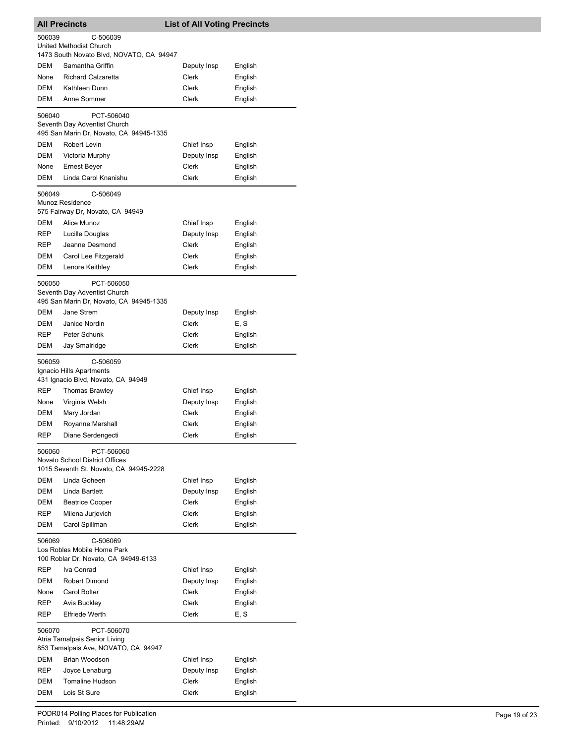## All Precincts — List of All Voting Precincts

**506039** C-506039
United Methodist Church
1473 South Novato Blvd, NOVATO, CA 94947

| Party | Name | Position | Language |
|---|---|---|---|
| DEM | Samantha Griffin | Deputy Insp | English |
| None | Richard Calzaretta | Clerk | English |
| DEM | Kathleen Dunn | Clerk | English |
| DEM | Anne Sommer | Clerk | English |

**506040** PCT-506040
Seventh Day Adventist Church
495 San Marin Dr, Novato, CA 94945-1335

| Party | Name | Position | Language |
|---|---|---|---|
| DEM | Robert Levin | Chief Insp | English |
| DEM | Victoria Murphy | Deputy Insp | English |
| None | Ernest Beyer | Clerk | English |
| DEM | Linda Carol Knanishu | Clerk | English |

**506049** C-506049
Munoz Residence
575 Fairway Dr, Novato, CA 94949

| Party | Name | Position | Language |
|---|---|---|---|
| DEM | Alice Munoz | Chief Insp | English |
| REP | Lucille Douglas | Deputy Insp | English |
| REP | Jeanne Desmond | Clerk | English |
| DEM | Carol Lee Fitzgerald | Clerk | English |
| DEM | Lenore Keithley | Clerk | English |

**506050** PCT-506050
Seventh Day Adventist Church
495 San Marin Dr, Novato, CA 94945-1335

| Party | Name | Position | Language |
|---|---|---|---|
| DEM | Jane Strem | Deputy Insp | English |
| DEM | Janice Nordin | Clerk | E, S |
| REP | Peter Schunk | Clerk | English |
| DEM | Jay Smalridge | Clerk | English |

**506059** C-506059
Ignacio Hills Apartments
431 Ignacio Blvd, Novato, CA 94949

| Party | Name | Position | Language |
|---|---|---|---|
| REP | Thomas Brawley | Chief Insp | English |
| None | Virginia Welsh | Deputy Insp | English |
| DEM | Mary Jordan | Clerk | English |
| DEM | Royanne Marshall | Clerk | English |
| REP | Diane Serdengecti | Clerk | English |

**506060** PCT-506060
Novato School District Offices
1015 Seventh St, Novato, CA 94945-2228

| Party | Name | Position | Language |
|---|---|---|---|
| DEM | Linda Goheen | Chief Insp | English |
| DEM | Linda Bartlett | Deputy Insp | English |
| DEM | Beatrice Cooper | Clerk | English |
| REP | Milena Jurjevich | Clerk | English |
| DEM | Carol Spillman | Clerk | English |

**506069** C-506069
Los Robles Mobile Home Park
100 Roblar Dr, Novato, CA 94949-6133

| Party | Name | Position | Language |
|---|---|---|---|
| REP | Iva Conrad | Chief Insp | English |
| DEM | Robert Dimond | Deputy Insp | English |
| None | Carol Bolter | Clerk | English |
| REP | Avis Buckley | Clerk | English |
| REP | Elfriede Werth | Clerk | E, S |

**506070** PCT-506070
Atria Tamalpais Senior Living
853 Tamalpais Ave, NOVATO, CA 94947

| Party | Name | Position | Language |
|---|---|---|---|
| DEM | Brian Woodson | Chief Insp | English |
| REP | Joyce Lenaburg | Deputy Insp | English |
| DEM | Tomaline Hudson | Clerk | English |
| DEM | Lois St Sure | Clerk | English |

PODR014 Polling Places for Publication
Printed: 9/10/2012 11:48:29AM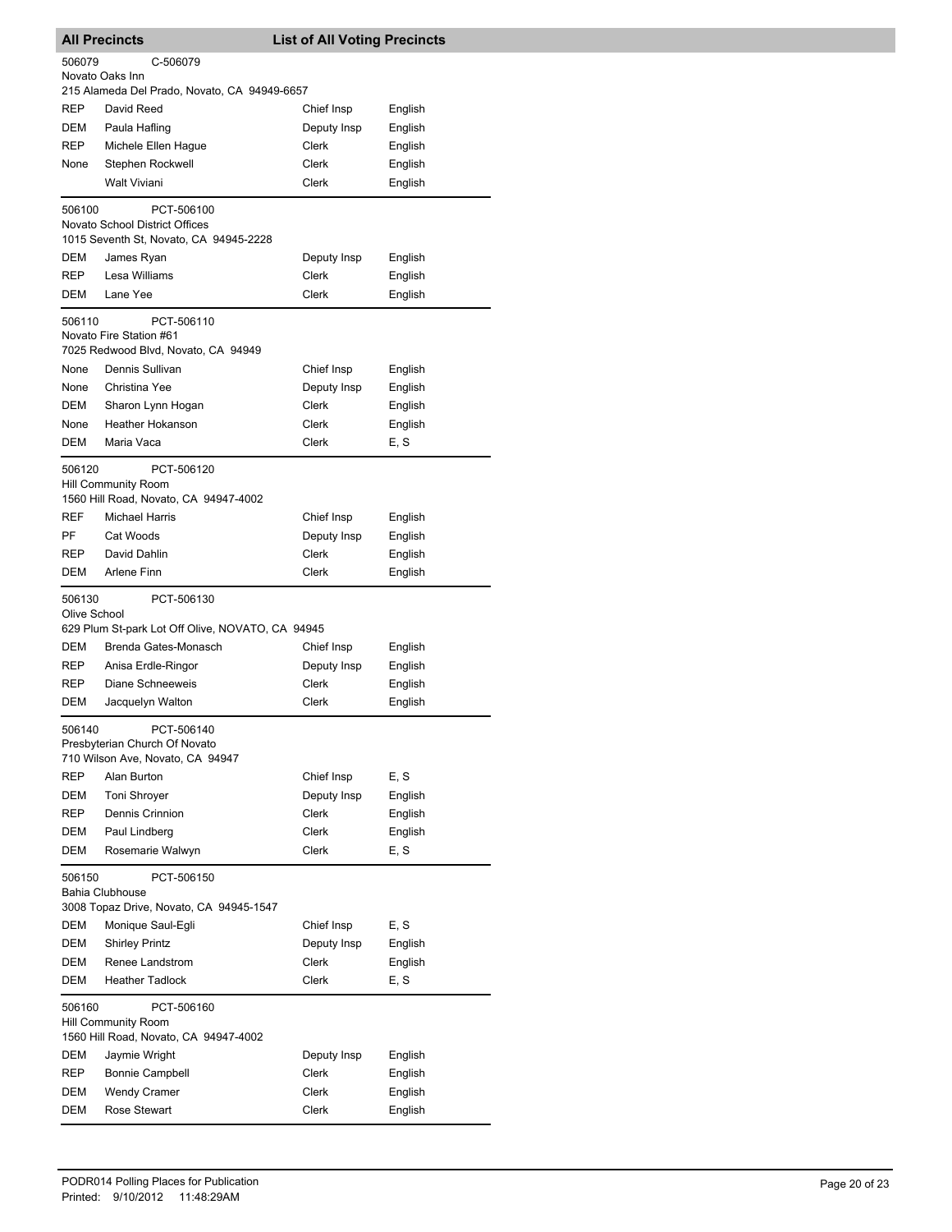## All Precincts — List of All Voting Precincts

**506079** C-506079
Novato Oaks Inn
215 Alameda Del Prado, Novato, CA 94949-6657

| Party | Name | Position | Language |
|---|---|---|---|
| REP | David Reed | Chief Insp | English |
| DEM | Paula Hafling | Deputy Insp | English |
| REP | Michele Ellen Hague | Clerk | English |
| None | Stephen Rockwell | Clerk | English |
| | Walt Viviani | Clerk | English |

**506100** PCT-506100
Novato School District Offices
1015 Seventh St, Novato, CA 94945-2228

| Party | Name | Position | Language |
|---|---|---|---|
| DEM | James Ryan | Deputy Insp | English |
| REP | Lesa Williams | Clerk | English |
| DEM | Lane Yee | Clerk | English |

**506110** PCT-506110
Novato Fire Station #61
7025 Redwood Blvd, Novato, CA 94949

| Party | Name | Position | Language |
|---|---|---|---|
| None | Dennis Sullivan | Chief Insp | English |
| None | Christina Yee | Deputy Insp | English |
| DEM | Sharon Lynn Hogan | Clerk | English |
| None | Heather Hokanson | Clerk | English |
| DEM | Maria Vaca | Clerk | E, S |

**506120** PCT-506120
Hill Community Room
1560 Hill Road, Novato, CA 94947-4002

| Party | Name | Position | Language |
|---|---|---|---|
| REF | Michael Harris | Chief Insp | English |
| PF | Cat Woods | Deputy Insp | English |
| REP | David Dahlin | Clerk | English |
| DEM | Arlene Finn | Clerk | English |

**506130** PCT-506130
Olive School
629 Plum St-park Lot Off Olive, NOVATO, CA 94945

| Party | Name | Position | Language |
|---|---|---|---|
| DEM | Brenda Gates-Monasch | Chief Insp | English |
| REP | Anisa Erdle-Ringor | Deputy Insp | English |
| REP | Diane Schneeweis | Clerk | English |
| DEM | Jacquelyn Walton | Clerk | English |

**506140** PCT-506140
Presbyterian Church Of Novato
710 Wilson Ave, Novato, CA 94947

| Party | Name | Position | Language |
|---|---|---|---|
| REP | Alan Burton | Chief Insp | E, S |
| DEM | Toni Shroyer | Deputy Insp | English |
| REP | Dennis Crinnion | Clerk | English |
| DEM | Paul Lindberg | Clerk | English |
| DEM | Rosemarie Walwyn | Clerk | E, S |

**506150** PCT-506150
Bahia Clubhouse
3008 Topaz Drive, Novato, CA 94945-1547

| Party | Name | Position | Language |
|---|---|---|---|
| DEM | Monique Saul-Egli | Chief Insp | E, S |
| DEM | Shirley Printz | Deputy Insp | English |
| DEM | Renee Landstrom | Clerk | English |
| DEM | Heather Tadlock | Clerk | E, S |

**506160** PCT-506160
Hill Community Room
1560 Hill Road, Novato, CA 94947-4002

| Party | Name | Position | Language |
|---|---|---|---|
| DEM | Jaymie Wright | Deputy Insp | English |
| REP | Bonnie Campbell | Clerk | English |
| DEM | Wendy Cramer | Clerk | English |
| DEM | Rose Stewart | Clerk | English |

PODR014 Polling Places for Publication
Printed: 9/10/2012 11:48:29AM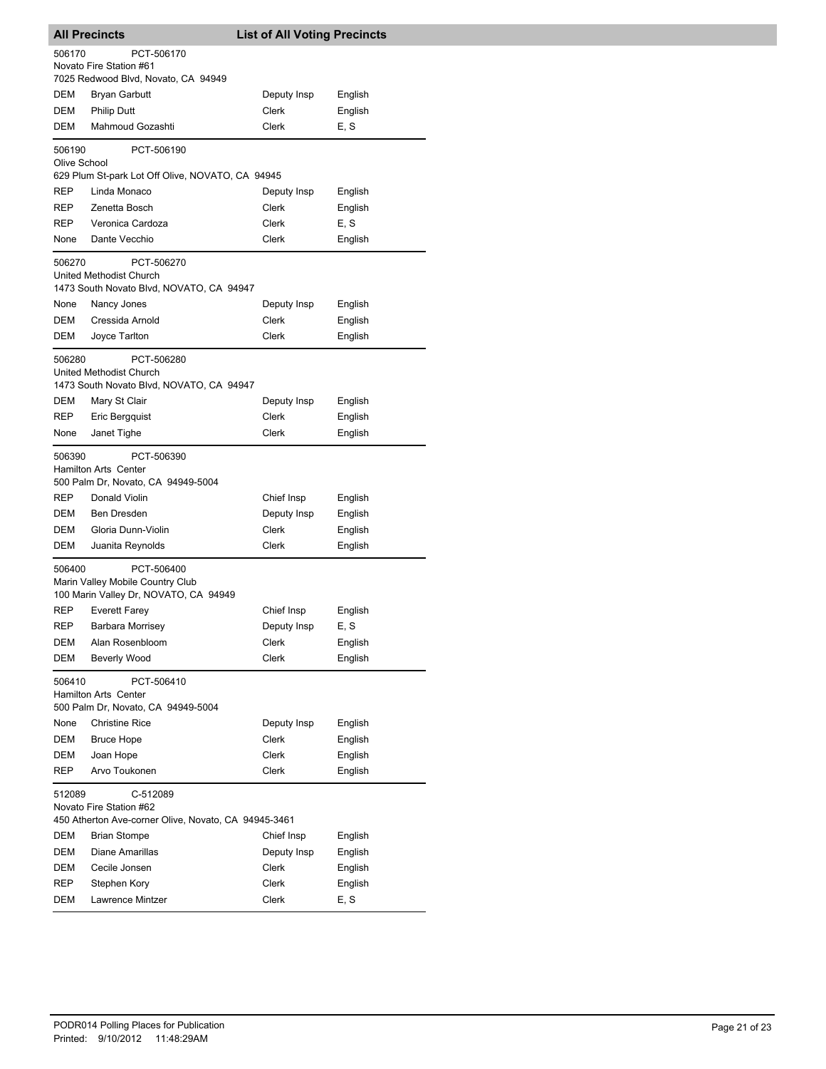**All Precincts** **List of All Voting Precincts**

506170 PCT-506170
Novato Fire Station #61
7025 Redwood Blvd, Novato, CA 94949

| | | | |
|---|---|---|---|
| DEM | Bryan Garbutt | Deputy Insp | English |
| DEM | Philip Dutt | Clerk | English |
| DEM | Mahmoud Gozashti | Clerk | E, S |

506190 PCT-506190
Olive School
629 Plum St-park Lot Off Olive, NOVATO, CA 94945

| | | | |
|---|---|---|---|
| REP | Linda Monaco | Deputy Insp | English |
| REP | Zenetta Bosch | Clerk | English |
| REP | Veronica Cardoza | Clerk | E, S |
| None | Dante Vecchio | Clerk | English |

506270 PCT-506270
United Methodist Church
1473 South Novato Blvd, NOVATO, CA 94947

| | | | |
|---|---|---|---|
| None | Nancy Jones | Deputy Insp | English |
| DEM | Cressida Arnold | Clerk | English |
| DEM | Joyce Tarlton | Clerk | English |

506280 PCT-506280
United Methodist Church
1473 South Novato Blvd, NOVATO, CA 94947

| | | | |
|---|---|---|---|
| DEM | Mary St Clair | Deputy Insp | English |
| REP | Eric Bergquist | Clerk | English |
| None | Janet Tighe | Clerk | English |

506390 PCT-506390
Hamilton Arts Center
500 Palm Dr, Novato, CA 94949-5004

| | | | |
|---|---|---|---|
| REP | Donald Violin | Chief Insp | English |
| DEM | Ben Dresden | Deputy Insp | English |
| DEM | Gloria Dunn-Violin | Clerk | English |
| DEM | Juanita Reynolds | Clerk | English |

506400 PCT-506400
Marin Valley Mobile Country Club
100 Marin Valley Dr, NOVATO, CA 94949

| | | | |
|---|---|---|---|
| REP | Everett Farey | Chief Insp | English |
| REP | Barbara Morrisey | Deputy Insp | E, S |
| DEM | Alan Rosenbloom | Clerk | English |
| DEM | Beverly Wood | Clerk | English |

506410 PCT-506410
Hamilton Arts Center
500 Palm Dr, Novato, CA 94949-5004

| | | | |
|---|---|---|---|
| None | Christine Rice | Deputy Insp | English |
| DEM | Bruce Hope | Clerk | English |
| DEM | Joan Hope | Clerk | English |
| REP | Arvo Toukonen | Clerk | English |

512089 C-512089
Novato Fire Station #62
450 Atherton Ave-corner Olive, Novato, CA 94945-3461

| | | | |
|---|---|---|---|
| DEM | Brian Stompe | Chief Insp | English |
| DEM | Diane Amarillas | Deputy Insp | English |
| DEM | Cecile Jonsen | Clerk | English |
| REP | Stephen Kory | Clerk | English |
| DEM | Lawrence Mintzer | Clerk | E, S |

PODR014 Polling Places for Publication
Printed: 9/10/2012 11:48:29AM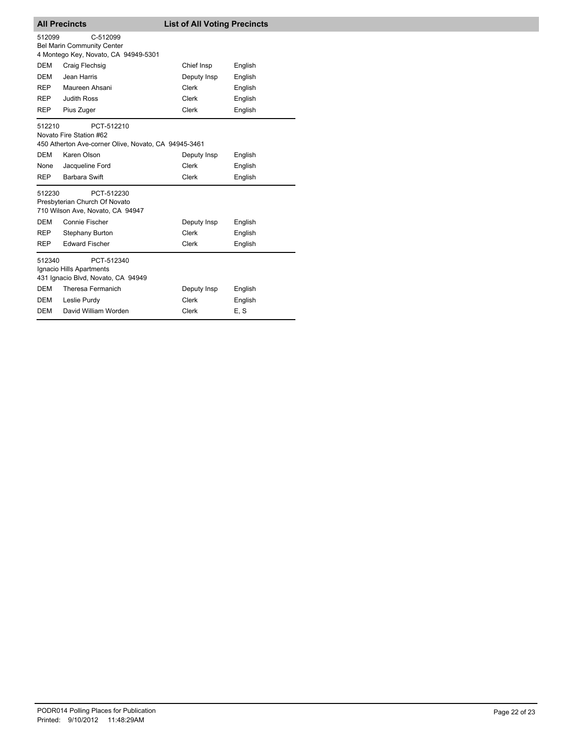## All Precincts — List of All Voting Precincts

512099 C-512099
Bel Marin Community Center
4 Montego Key, Novato, CA 94949-5301

| | | | |
|---|---|---|---|
| DEM | Craig Flechsig | Chief Insp | English |
| DEM | Jean Harris | Deputy Insp | English |
| REP | Maureen Ahsani | Clerk | English |
| REP | Judith Ross | Clerk | English |
| REP | Pius Zuger | Clerk | English |

512210 PCT-512210
Novato Fire Station #62
450 Atherton Ave-corner Olive, Novato, CA 94945-3461

| | | | |
|---|---|---|---|
| DEM | Karen Olson | Deputy Insp | English |
| None | Jacqueline Ford | Clerk | English |
| REP | Barbara Swift | Clerk | English |

512230 PCT-512230
Presbyterian Church Of Novato
710 Wilson Ave, Novato, CA 94947

| | | | |
|---|---|---|---|
| DEM | Connie Fischer | Deputy Insp | English |
| REP | Stephany Burton | Clerk | English |
| REP | Edward Fischer | Clerk | English |

512340 PCT-512340
Ignacio Hills Apartments
431 Ignacio Blvd, Novato, CA 94949

| | | | |
|---|---|---|---|
| DEM | Theresa Fermanich | Deputy Insp | English |
| DEM | Leslie Purdy | Clerk | English |
| DEM | David William Worden | Clerk | E, S |

PODR014 Polling Places for Publication
Printed: 9/10/2012 11:48:29AM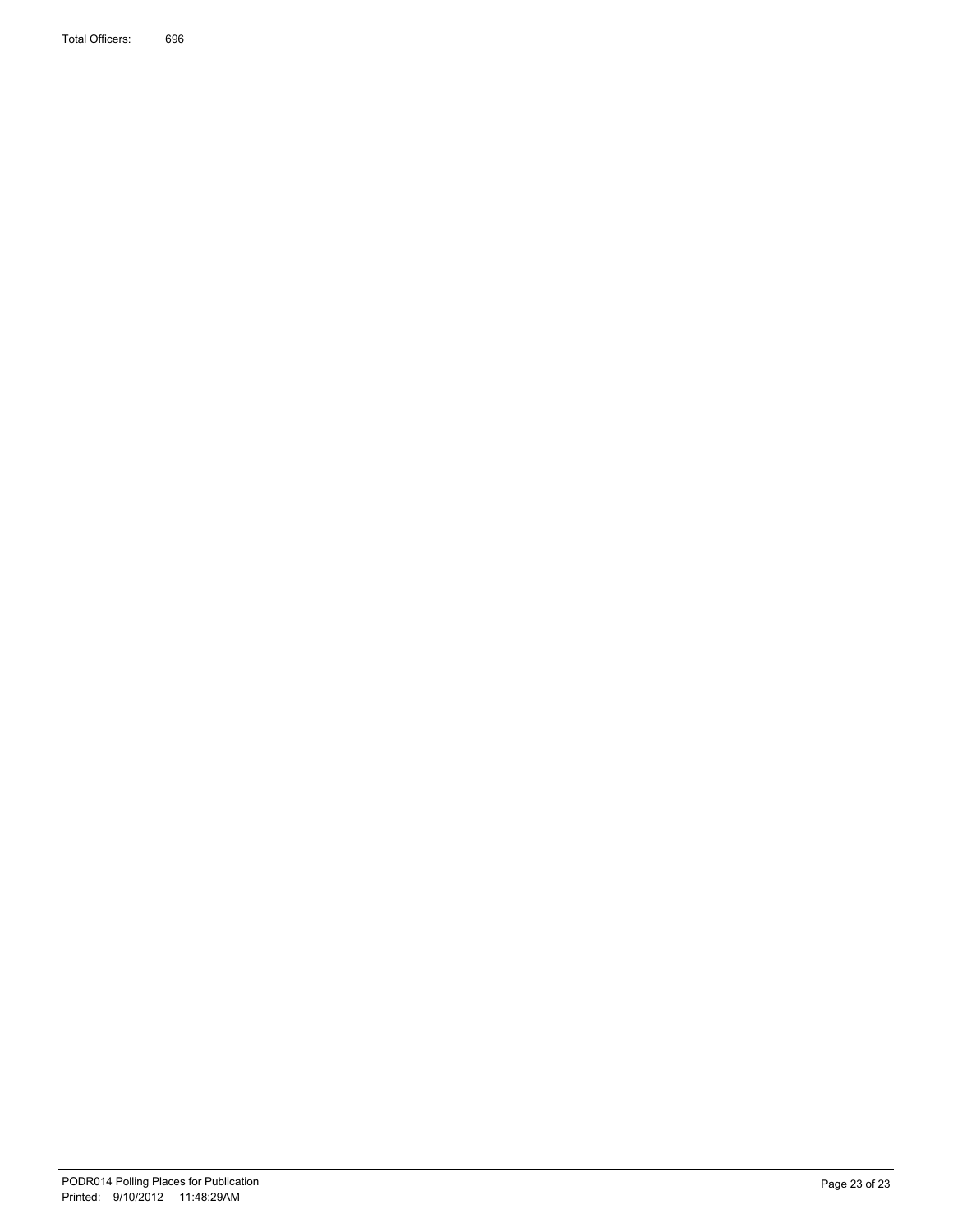Total Officers: 696